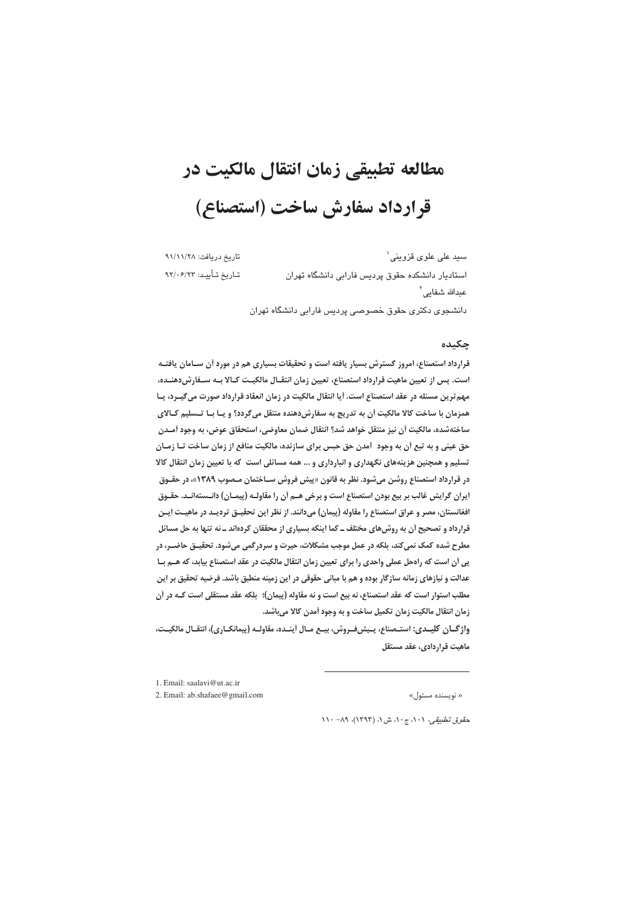# مطالعه تطبیقی زمان انتقال مالکیت در قرارداد سفارش ساخت (استصناع)

تاریخ دریافت: ۹۱/۱۱/۲۸

تاریخ تأیید: ۹۲/۰۶/۲۳

سید علی علوی قزوینی[1]

استادیار دانشکده حقوق پردیس فارابی دانشگاه تهران

عبدالله شفایی[2]

دانشجوی دکتری حقوق خصوصی پردیس فارابی دانشگاه تهران

## چکیده

**قرارداد استصناع، امروز گسترش بسیار یافته است و تحقیقات بسیاری هم در مورد آن سامان یافته است. پس از تعیین ماهیت قرارداد استصناع، تعیین زمان انتقال مالکیت کالا به سفارش‌دهنده، مهم‌ترین مسئله در عقد استصناع است. آیا انتقال مالکیت در زمان انعقاد قرارداد صورت می‌گیرد، یا همزمان با ساخت کالا مالکیت آن به تدریج به سفارش‌دهنده منتقل می‌گردد؟ و یا با تسلیم کالای ساخته‌شده، مالکیت آن نیز منتقل خواهد شد؟ انتقال ضمان معاوضی، استحقاق عوض، به وجود آمدن حق عینی و به تبع آن به وجود آمدن حق حبس برای سازنده، مالکیت منافع از زمان ساخت تا زمان تسلیم و همچنین هزینه‌های نگهداری و انبارداری و ... همه مسائلی است که با تعیین زمان انتقال کالا در قرارداد استصناع روشن می‌شود. نظر به قانون «پیش فروش ساختمان مصوب ۱۳۸۹»، در حقوق ایران گرایش غالب بر بیع بودن استصناع است و برخی هم آن را مقاوله (پیمان) دانسته‌اند. حقوق افغانستان، مصر و عراق استصناع را مقاوله (پیمان) می‌دانند. از نظر این تحقیق تردید در ماهیت این قرارداد و تصحیح آن به روش‌های مختلف ـ کما اینکه بسیاری از محققان کرده‌اند ـ نه تنها به حل مسائل مطرح شده کمک نمی‌کند، بلکه در عمل موجب مشکلات، حیرت و سردرگمی می‌شود. تحقیق حاضر، در پی آن است که راه‌حل عملی واحدی را برای تعیین زمان انتقال مالکیت در عقد استصناع بیابد، که هم با عدالت و نیازهای زمانه سازگار بوده و هم با مبانی حقوقی در این زمینه منطبق باشد. فرضیه تحقیق بر این مطلب استوار است که عقد استصناع، نه بیع است و نه مقاوله (پیمان)؛ بلکه عقد مستقلی است که در آن زمان انتقال مالکیت زمان تکمیل ساخت و به وجود آمدن کالا می‌باشد.**

**واژگان کلیدی:** استصناع، پیش‌فروش، بیع مال آینده، مقاوله (پیمانکاری)، انتقال مالکیت، ماهیت قراردادی، عقد مستقل

---

1. Email: saalavi@ut.ac.ir

2. Email: ab.shafaee@gmail.com

« نویسنده مسئول»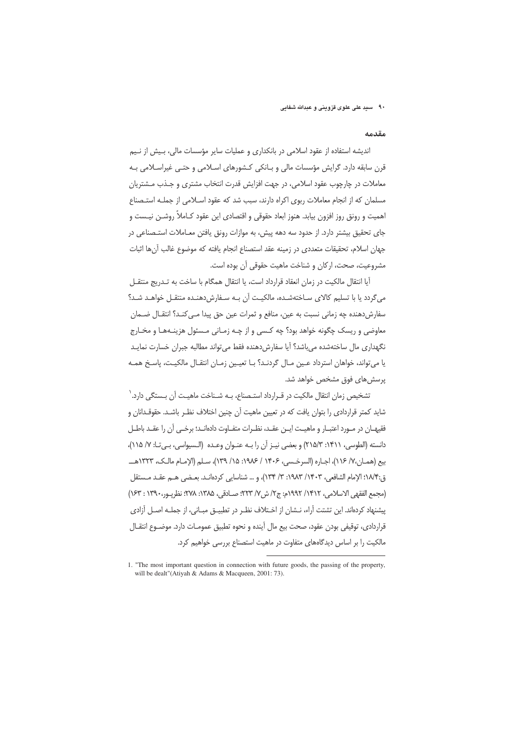## مقدمه

اندیشه استفاده از عقود اسلامی در بانکداری و عملیات سایر مؤسسات مالی، بیش از نیم قرن سابقه دارد. گرایش مؤسسات مالی و بانکی کشورهای اسلامی و حتی غیراسلامی به معاملات در چارچوب عقود اسلامی، در جهت افزایش قدرت انتخاب مشتری و جذب مشتریان مسلمان که از انجام معاملات ربوی اکراه دارند، سبب شد که عقود اسلامی از جمله استصناع اهمیت و رونق روز افزون بیابد. هنوز ابعاد حقوقی و اقتصادی این عقود کاملاً روشن نیست و جای تحقیق بیشتر دارد. از حدود سه دهه پیش، به موازات رونق یافتن معاملات استصناعی در جهان اسلام، تحقیقات متعددی در زمینه عقد استصناع انجام یافته که موضوع غالب آن‌ها اثبات مشروعیت، صحت، ارکان و شناخت ماهیت حقوقی آن بوده است.

آیا انتقال مالکیت در زمان انعقاد قرارداد است، یا انتقال همگام با ساخت به تدریج منتقل می‌گردد یا با تسلیم کالای ساخته‌شده، مالکیت آن به سفارش‌دهنده منتقل خواهد شد؟ سفارش‌دهنده چه زمانی نسبت به عین، منافع و ثمرات عین حق پیدا می‌کند؟ انتقال ضمان معاوضی و ریسک چگونه خواهد بود؟ چه کسی و از چه زمانی مسئول هزینه‌ها و مخارج نگهداری مال ساخته‌شده می‌باشد؟ آیا سفارش‌دهنده فقط می‌تواند مطالبه جبران خسارت نماید یا می‌تواند، خواهان استرداد عین مال گردند؟ با تعیین زمان انتقال مالکیت، پاسخ همه پرسش‌های فوق مشخص خواهد شد.

تشخیص زمان انتقال مالکیت در قرارداد استصناع، به شناخت ماهیت آن بستگی دارد.[1] شاید کمتر قراردادی را بتوان یافت که در تعیین ماهیت آن چنین اختلاف نظر باشد. حقوقدانان و فقهیان در مورد اعتبار و ماهیت این عقد، نظرات متفاوت داده‌اند؛ برخی آن را عقد باطل دانسته (الطوسی، ۱۴۱۱: ۲۱۵/۳) و بعضی نیز آن را به عنوان وعده (السیواسی، بی‌تا: ۷/ ۱۱۵)، بیع (همان،۷/ ۱۱۶)، اجاره (السرخسی، ۱۴۰۶ / ۱۹۸۶: ۱۵/ ۱۳۹)، سلم (الإمام مالک، ۱۳۲۳هـ ق:۱۸/۴؛ الإمام الشافعی، ۱۴۰۳/ ۱۹۸۳: ۳/ ۱۳۴)، و ... شناسایی کرده‌اند. بعضی هم عقد مستقل (مجمع الفقهی الاسلامی، ۱۴۱۲/ ۱۹۹۲م: ج۲/ ش۷/ ۲۲۳: صادقی، ۱۳۸۵: ۲۷۸؛ نظرپور،۱۳۹۰ : ۱۶۳) پیشنهاد کرده‌اند. این تشتت آراء، نشان از اختلاف نظر در تطبیق مبانی، از جمله اصل آزادی قراردادی، توقیفی بودن عقود، صحت بیع مال آینده و نحوه تطبیق عمومات دارد. موضوع انتقال مالکیت را بر اساس دیدگاه‌های متفاوت در ماهیت استصناع بررسی خواهیم کرد.

---

1. "The most important question in connection with future goods, the passing of the property, will be dealt"(Atiyah & Adams & Macqueen, 2001: 73).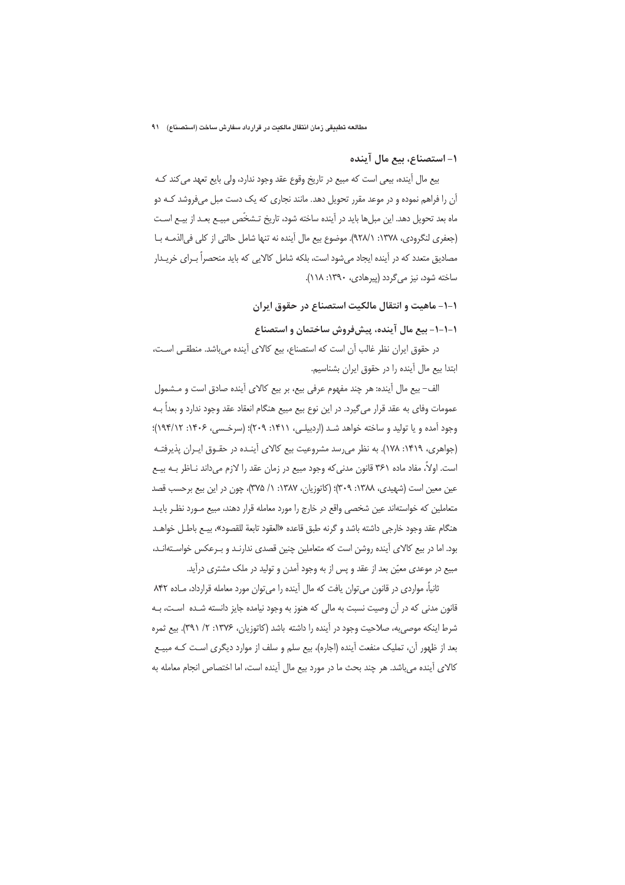## ۱- استصناع، بیع مال آینده

بیع مال آینده، بیعی است که مبیع در تاریخ وقوع عقد وجود ندارد، ولی بایع تعهد می‌کند کـه آن را فراهم نموده و در موعد مقرر تحویل دهد. مانند نجاری که یک دست مبل می‌فروشد کـه دو ماه بعد تحویل دهد. این مبل‌ها باید در آینده ساخته شود، تاریخ تـشخّص مبیـع بعـد از بیـع اسـت (جعفری لنگرودی، ۱۳۷۸: ۹۲۸/۱). موضوع بیع مال آینده نه تنها شامل حالتی از کلی فی‌الذمـه بـا مصادیق متعدد که در آینده ایجاد می‌شود است، بلکه شامل کالایی که باید منحصراً بـرای خریـدار ساخته شود، نیز می‌گردد (پیرهادی، ۱۳۹۰: ۱۱۸).

### ۱-۱- ماهیت و انتقال مالکیت استصناع در حقوق ایران

#### ۱-۱-۱- بیع مال آینده، پیش‌فروش ساختمان و استصناع

در حقوق ایران نظر غالب آن است که استصناع، بیع کالای آینده می‌باشد. منطقـی اسـت، ابتدا بیع مال آینده را در حقوق ایران بشناسیم.

الف- بیع مال آینده: هر چند مفهوم عرفی بیع، بر بیع کالای آینده صادق است و مـشمول عمومات وفای به عقد قرار می‌گیرد. در این نوع بیع مبیع هنگام انعقاد عقد وجود ندارد و بعداً بـه وجود آمده و یا تولید و ساخته خواهد شـد (اردبیلـی، ۱۴۱۱: ۲۰۹)؛ (سرخـسی، ۱۴۰۶: ۱۹۴/۱۲)؛ (جواهری، ۱۴۱۹: ۱۷۸). به نظر می‌رسد مشروعیت بیع کالای آینـده در حقـوق ایـران پذیرفتـه است. اولاً، مفاد ماده ۳۶۱ قانون مدنی‌که وجود مبیع در زمان عقد را لازم می‌داند نـاظر بـه بیـع عین معین است (شهیدی، ۱۳۸۸: ۳۰۹)؛ (کاتوزیان، ۱۳۸۷: ۱/ ۳۷۵)، چون در این بیع برحسب قصد متعاملین که خواسته‌اند عین شخصی واقع در خارج را مورد معامله قرار دهند، مبیع مـورد نظـر بایـد هنگام عقد وجود خارجی داشته باشد و گرنه طبق قاعده «العقود تابعة للقصود»، بیـع باطـل خواهـد بود. اما در بیع کالای آینده روشن است که متعاملین چنین قصدی ندارنـد و بـرعکس خواسـته‌انـد، مبیع در موعدی معیّن بعد از عقد و پس از به وجود آمدن و تولید در ملک مشتری درآید.

ثانیاً، مواردی در قانون می‌توان یافت که مال آینده را می‌توان مورد معامله قرارداد، مـاده ۸۴۲ قانون مدنی که در آن وصیت نسبت به مالی که هنوز به وجود نیامده جایز دانسته شـده اسـت، بـه شرط اینکه موصی‌به، صلاحیت وجود در آینده را داشته باشد (کاتوزیان، ۱۳۷۶: ۲/ ۳۹۱). بیع ثمره بعد از ظهور آن، تملیک منفعت آینده (اجاره)، بیع سلم و سلف از موارد دیگری اسـت کـه مبیـع کالای آینده می‌باشد. هر چند بحث ما در مورد بیع مال آینده است، اما اختصاص انجام معامله به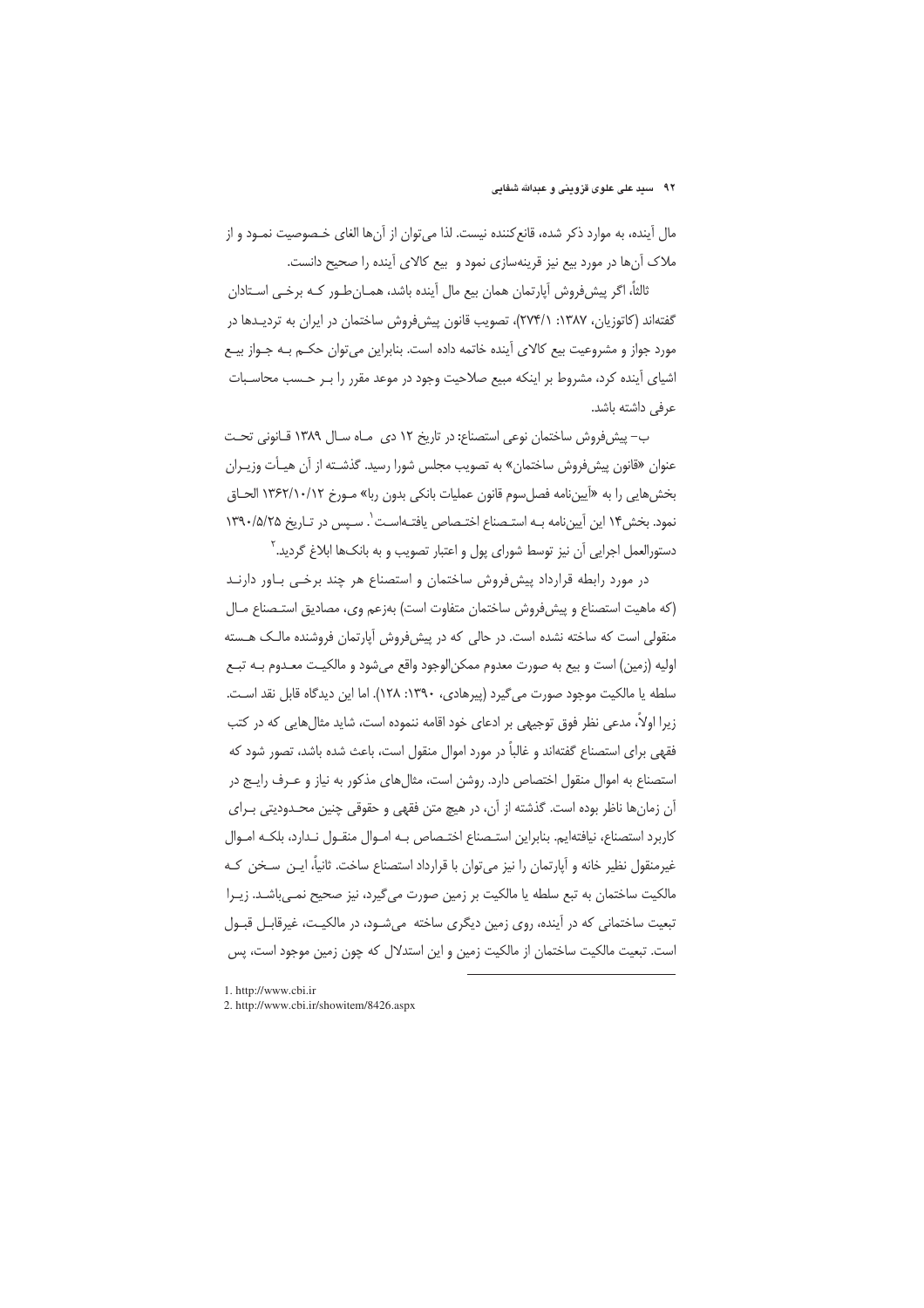مال آینده، به موارد ذکر شده، قانع‌کننده نیست. لذا می‌توان از آن‌ها الغای خصوصیت نمود و از ملاک آن‌ها در مورد بیع نیز قرینه‌سازی نمود و بیع کالای آینده را صحیح دانست.

ثالثاً، اگر پیش‌فروش آپارتمان همان بیع مال آینده باشد، همان‌طور که برخی استادان گفته‌اند (کاتوزیان، ۱۳۸۷: ۲۷۴/۱)، تصویب قانون پیش‌فروش ساختمان در ایران به تردیدها در مورد جواز و مشروعیت بیع کالای آینده خاتمه داده است. بنابراین می‌توان حکم به جواز بیع اشیای آینده کرد، مشروط بر اینکه مبیع صلاحیت وجود در موعد مقرر را بر حسب محاسبات عرفی داشته باشد.

ب– پیش‌فروش ساختمان نوعی استصناع: در تاریخ ۱۲ دی ماه سال ۱۳۸۹ قانونی تحت عنوان «قانون پیش‌فروش ساختمان» به تصویب مجلس شورا رسید. گذشته از آن هیأت وزیران بخش‌هایی را به «آیین‌نامه فصل‌سوم قانون عملیات بانکی بدون ربا» مورخ ۱۳۶۲/۱۰/۱۲ الحاق نمود. بخش۱۴ این آیین‌نامه به استصناع اختصاص یافته‌است[1]. سپس در تاریخ ۱۳۹۰/۵/۲۵ دستورالعمل اجرایی آن نیز توسط شورای پول و اعتبار تصویب و به بانک‌ها ابلاغ گردید.[2]

در مورد رابطه قرارداد پیش‌فروش ساختمان و استصناع هر چند برخی باور دارند (که ماهیت استصناع و پیش‌فروش ساختمان متفاوت است) به‌زعم وی، مصادیق استصناع مال منقولی است که ساخته نشده است. در حالی که در پیش‌فروش آپارتمان فروشنده مالک هسته اولیه (زمین) است و بیع به صورت معدوم ممکن‌الوجود واقع می‌شود و مالکیت معدوم به تبع سلطه یا مالکیت موجود صورت می‌گیرد (پیرهادی، ۱۳۹۰: ۱۲۸). اما این دیدگاه قابل نقد است. زیرا اولاً، مدعی نظر فوق توجیهی بر ادعای خود اقامه ننموده است، شاید مثال‌هایی که در کتب فقهی برای استصناع گفته‌اند و غالباً در مورد اموال منقول است، باعث شده باشد، تصور شود که استصناع به اموال منقول اختصاص دارد. روشن است، مثال‌های مذکور به نیاز و عرف رایج در آن زمان‌ها ناظر بوده است. گذشته از آن، در هیچ متن فقهی و حقوقی چنین محدودیتی برای کاربرد استصناع، نیافته‌ایم. بنابراین استصناع اختصاص به اموال منقول ندارد، بلکه اموال غیرمنقول نظیر خانه و آپارتمان را نیز می‌توان با قرارداد استصناع ساخت. ثانیاً، این سخن که مالکیت ساختمان به تبع سلطه یا مالکیت بر زمین صورت می‌گیرد، نیز صحیح نمی‌باشد. زیرا تبعیت ساختمانی که در آینده، روی زمین دیگری ساخته می‌شود، در مالکیت، غیرقابل قبول است. تبعیت مالکیت ساختمان از مالکیت زمین و این استدلال که چون زمین موجود است، پس

---

1. http://www.cbi.ir
2. http://www.cbi.ir/showitem/8426.aspx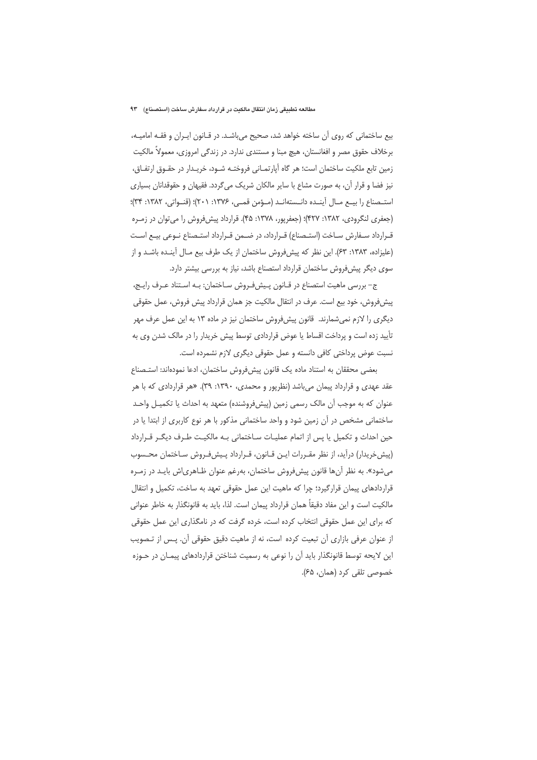بیع ساختمانی که روی آن ساخته خواهد شد، صحیح می‌باشد. در قانون ایران و فقه امامیه، برخلاف حقوق مصر و افغانستان، هیچ مبنا و مستندی ندارد. در زندگی امروزی، معمولاً مالکیت زمین تابع ملکیت ساختمان است؛ هر گاه آپارتمانی فروخته شود، خریدار در حقوق ارتفاق، نیز فضا و قرار آن، به صورت مشاع با سایر مالکان شریک می‌گردد. فقیهان و حقوقدانان بسیاری استصناع را بیع مال آینده دانسته‌اند (مؤمن قمی، ۱۳۷۶: ۲۰۱)؛ (قنواتی، ۱۳۸۲: ۳۴)؛ (جعفری لنگرودی، ۱۳۸۲: ۴۲۷)؛ (جعفرپور، ۱۳۷۸: ۴۵). قرارداد پیش‌فروش را می‌توان در زمره قرارداد سفارش ساخت (استصناع) قرارداد، در ضمن قرارداد استصناع نوعی بیع است (علیزاده، ۱۳۸۳: ۶۳). این نظر که پیش‌فروش ساختمان از یک طرف بیع مال آینده باشد و از سوی دیگر پیش‌فروش ساختمان قرارداد استصناع باشد، نیاز به بررسی بیشتر دارد.

ج- بررسی ماهیت استصناع در قانون پیش‌فروش ساختمان: به استناد عرف رایج، پیش‌فروش، خود بیع است. عرف در انتقال مالکیت جز همان قرارداد پیش فروش، عمل حقوقی دیگری را لازم نمی‌شمارند. قانون پیش‌فروش ساختمان نیز در ماده ۱۳ به این عمل عرف مهر تأیید زده است و پرداخت اقساط یا عوض قراردادی توسط پیش خریدار را در مالک شدن وی به نسبت عوض پرداختی کافی دانسته و عمل حقوقی دیگری لازم نشمرده است.

بعضی محققان به استناد ماده یک قانون پیش‌فروش ساختمان، ادعا نموده‌اند: استصناع عقد عهدی و قرارداد پیمان می‌باشد (نظرپور و محمدی، ۱۳۹۰: ۳۹). «هر قراردادی که با هر عنوان که به موجب آن مالک رسمی زمین (پیش‌فروشنده) متعهد به احداث یا تکمیل واحد ساختمانی مشخص در آن زمین شود و واحد ساختمانی مذکور با هر نوع کاربری از ابتدا یا در حین احداث و تکمیل یا پس از اتمام عملیات ساختمانی به مالکیت طرف دیگر قرارداد (پیش‌خریدار) درآید، از نظر مقررات این قانون، قرارداد پیش‌فروش ساختمان محسوب می‌شود». به نظر آن‌ها قانون پیش‌فروش ساختمان، به‌رغم عنوان ظاهری‌اش باید در زمره قراردادهای پیمان قرارگیرد؛ چرا که ماهیت این عمل حقوقی تعهد به ساخت، تکمیل و انتقال مالکیت است و این مفاد دقیقاً همان قرارداد پیمان است. لذا، باید به قانونگذار به خاطر عنوانی که برای این عمل حقوقی انتخاب کرده است، خرده گرفت که در نامگذاری این عمل حقوقی از عنوان عرفی بازاری آن تبعیت کرده است، نه از ماهیت دقیق حقوقی آن. پس از تصویب این لایحه توسط قانونگذار باید آن را نوعی به رسمیت شناختن قراردادهای پیمان در حوزه خصوصی تلقی کرد (همان، ۶۵).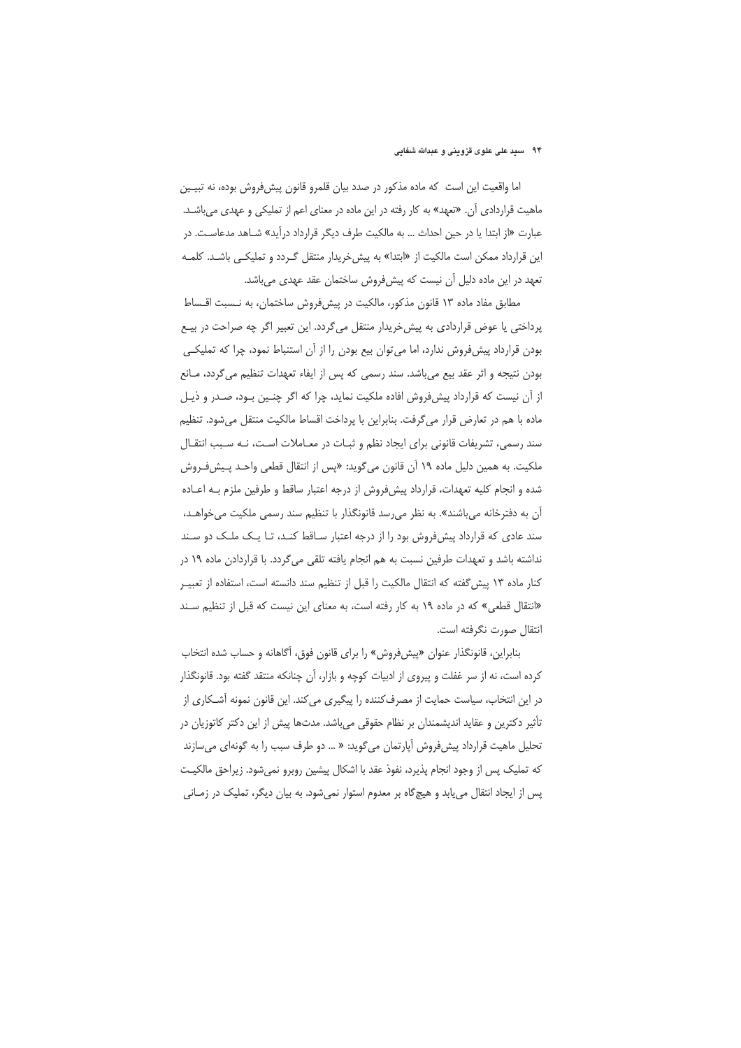اما واقعیت این است  که ماده مذکور در صدد بیان قلمرو قانون پیش‌فروش بوده، نه تبیین ماهیت قراردادی آن. «تعهد» به کار رفته در این ماده در معنای اعم از تملیکی و عهدی می‌باشد. عبارت «از ابتدا یا در حین احداث ... به مالکیت طرف دیگر قرارداد درآید» شاهد مدعاست. در این قرارداد ممکن است مالکیت از «ابتدا» به پیش‌خریدار منتقل گردد و تملیکی باشد. کلمه تعهد در این ماده دلیل آن نیست که پیش‌فروش ساختمان عقد عهدی می‌باشد.

مطابق مفاد ماده ۱۳ قانون مذکور، مالکیت در پیش‌فروش ساختمان، به نسبت اقساط پرداختی یا عوض قراردادی به پیش‌خریدار منتقل می‌گردد. این تعبیر اگر چه صراحت در بیع بودن قرارداد پیش‌فروش ندارد، اما می‌توان بیع بودن را از آن استنباط نمود، چرا که تملیکی بودن نتیجه و اثر عقد بیع می‌باشد. سند رسمی که پس از ایفاء تعهدات تنظیم می‌گردد، مانع از آن نیست که قرارداد پیش‌فروش افاده ملکیت نماید، چرا که اگر چنین بود، صدر و ذیل ماده با هم در تعارض قرار می‌گرفت. بنابراین با پرداخت اقساط مالکیت منتقل می‌شود. تنظیم سند رسمی، تشریفات قانونی برای ایجاد نظم و ثبات در معاملات است، نه سبب انتقال ملکیت. به همین دلیل ماده ۱۹ آن قانون می‌گوید: «پس از انتقال قطعی واحد پیش‌فروش شده و انجام کلیه تعهدات، قرارداد پیش‌فروش از درجه اعتبار ساقط و طرفین ملزم به اعاده آن به دفترخانه می‌باشند». به نظر می‌رسد قانونگذار با تنظیم سند رسمی ملکیت می‌خواهد، سند عادی که قرارداد پیش‌فروش بود را از درجه اعتبار ساقط کند، تا یک ملک دو سند نداشته باشد و تعهدات طرفین نسبت به هم انجام یافته تلقی می‌گردد. با قراردادن ماده ۱۹ در کنار ماده ۱۳ پیش‌گفته که انتقال مالکیت را قبل از تنظیم سند دانسته است، استفاده از تعبیر «انتقال قطعی» که در ماده ۱۹ به کار رفته است، به معنای این نیست که قبل از تنظیم سند انتقال صورت نگرفته است.

بنابراین، قانونگذار عنوان «پیش‌فروش» را برای قانون فوق، آگاهانه و حساب شده انتخاب کرده است، نه از سر غفلت و پیروی از ادبیات کوچه و بازار، آن چنانکه منتقد گفته بود. قانونگذار در این انتخاب، سیاست حمایت از مصرف‌کننده را پیگیری می‌کند. این قانون نمونه آشکاری از تأثیر دکترین و عقاید اندیشمندان بر نظام حقوقی می‌باشد. مدت‌ها پیش از این دکتر کاتوزیان در تحلیل ماهیت قرارداد پیش‌فروش آپارتمان می‌گوید: « ... دو طرف سبب را به گونه‌ای می‌سازند که تملیک پس از وجود انجام پذیرد، نفوذ عقد با اشکال پیشین روبرو نمی‌شود. زیراحق مالکیت پس از ایجاد انتقال می‌یابد و هیچ‌گاه بر معدوم استوار نمی‌شود. به بیان دیگر، تملیک در زمانی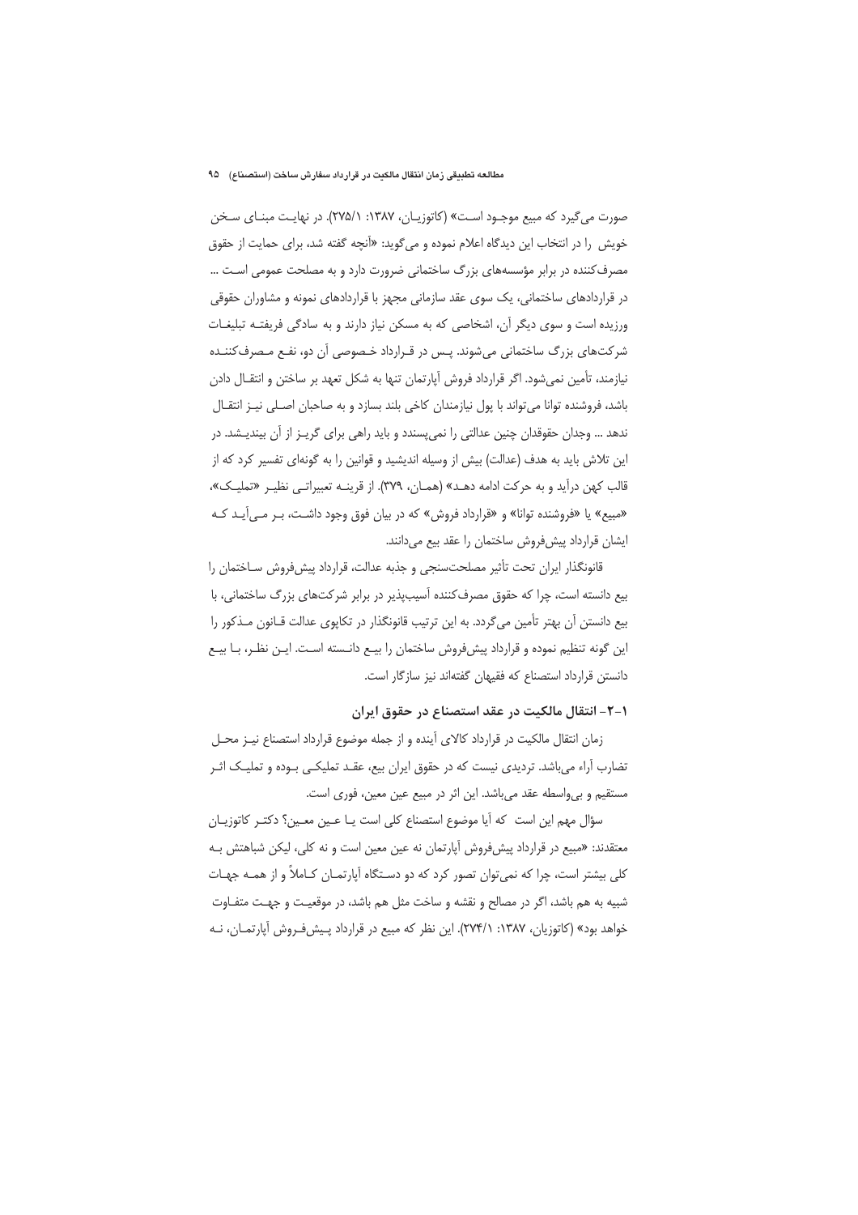صورت می‌گیرد که مبیع موجـود اسـت» (کاتوزیـان، ۱۳۸۷: ۲۷۵/۱). در نهایـت مبنـای سـخن خویش را در انتخاب این دیدگاه اعلام نموده و می‌گوید: «آنچه گفته شد، برای حمایت از حقوق مصرف‌کننده در برابر مؤسسه‌های بزرگ ساختمانی ضرورت دارد و به مصلحت عمومی اسـت ... در قراردادهای ساختمانی، یک سوی عقد سازمانی مجهز با قراردادهای نمونه و مشاوران حقوقی ورزیده است و سوی دیگر آن، اشخاصی که به مسکن نیاز دارند و به سادگی فریفتـه تبلیغـات شرکت‌های بزرگ ساختمانی می‌شوند. پـس در قـرارداد خـصوصی آن دو، نفـع مـصرف‌کننـده نیازمند، تأمین نمی‌شود. اگر قرارداد فروش آپارتمان تنها به شکل تعهد بر ساختن و انتقـال دادن باشد، فروشنده توانا می‌تواند با پول نیازمندان کاخی بلند بسازد و به صاحبان اصـلی نیـز انتقـال ندهد ... وجدان حقوقدان چنین عدالتی را نمی‌پسندد و باید راهی برای گریـز از آن بیندیـشد. در این تلاش باید به هدف (عدالت) بیش از وسیله اندیشید و قوانین را به گونه‌ای تفسیر کرد که از قالب کهن درآید و به حرکت ادامه دهـد» (همـان، ۳۷۹). از قرینـه تعبیراتـی نظیـر «تملیـک»، «مبیع» یا «فروشنده توانا» و «قرارداد فروش» که در بیان فوق وجود داشـت، بـر مـی‌آیـد کـه ایشان قرارداد پیش‌فروش ساختمان را عقد بیع می‌دانند.

قانونگذار ایران تحت تأثیر مصلحت‌سنجی و جذبه عدالت، قرارداد پیش‌فروش سـاختمان را بیع دانسته است، چرا که حقوق مصرف‌کننده آسیب‌پذیر در برابر شرکت‌های بزرگ ساختمانی، با بیع دانستن آن بهتر تأمین می‌گردد. به این ترتیب قانونگذار در تکاپوی عدالت قـانون مـذکور را این گونه تنظیم نموده و قرارداد پیش‌فروش ساختمان را بیـع دانـسته اسـت. ایـن نظـر، بـا بیـع دانستن قرارداد استصناع که فقیهان گفته‌اند نیز سازگار است.

### ۱-۲- انتقال مالکیت در عقد استصناع در حقوق ایران

زمان انتقال مالکیت در قرارداد کالای آینده و از جمله موضوع قرارداد استصناع نیـز محـل تضارب آراء می‌باشد. تردیدی نیست که در حقوق ایران بیع، عقـد تملیکـی بـوده و تملیـک اثـر مستقیم و بی‌واسطه عقد می‌باشد. این اثر در مبیع عین معین، فوری است.

سؤال مهم این است که آیا موضوع استصناع کلی است یـا عـین معـین؟ دکتـر کاتوزیـان معتقدند: «مبیع در قرارداد پیش‌فروش آپارتمان نه عین معین است و نه کلی، لیکن شباهتش بـه کلی بیشتر است، چرا که نمی‌توان تصور کرد که دو دسـتگاه آپارتمـان کـاملاً و از همـه جهـات شبیه به هم باشد، اگر در مصالح و نقشه و ساخت مثل هم باشد، در موقعیـت و جهـت متفـاوت خواهد بود» (کاتوزیان، ۱۳۸۷: ۲۷۴/۱). این نظر که مبیع در قرارداد پـیش‌فـروش آپارتمـان، نـه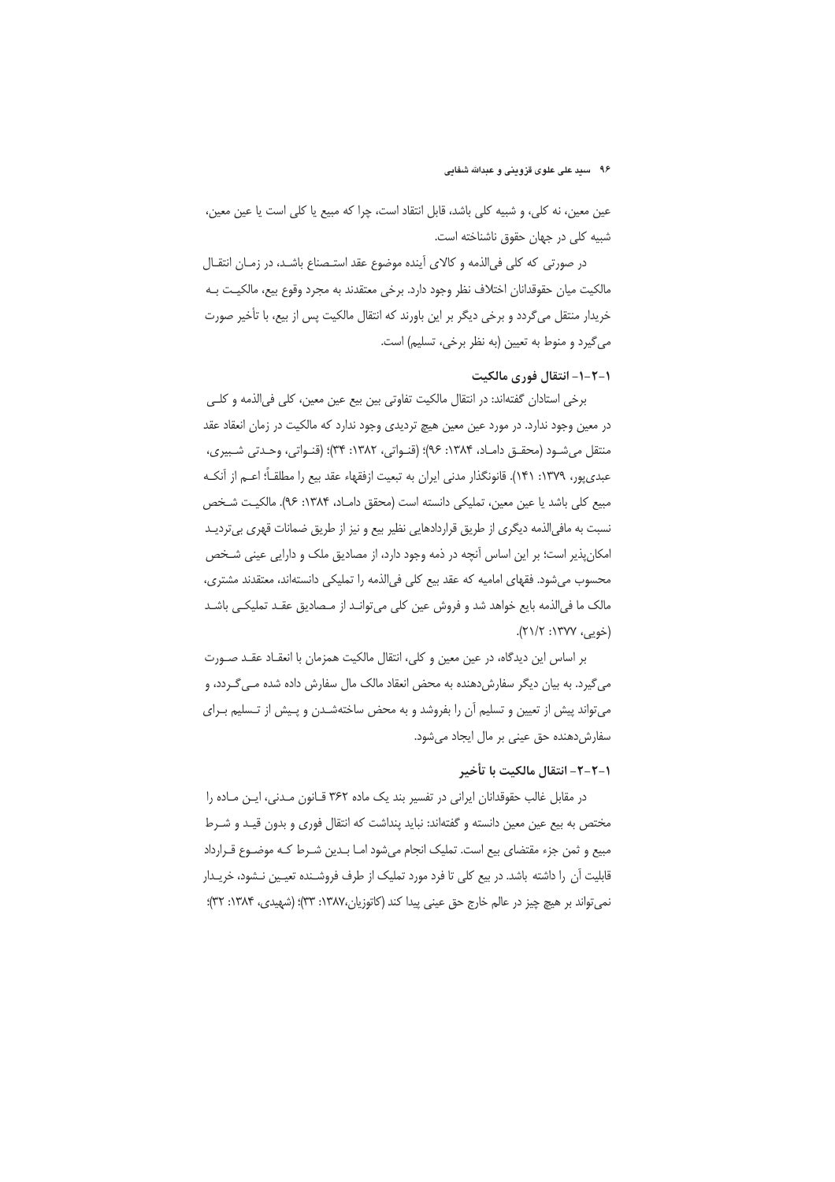عین معین، نه کلی، و شبیه کلی باشد، قابل انتقاد است، چرا که مبیع یا کلی است یا عین معین، شبیه کلی در جهان حقوق ناشناخته است.

در صورتی که کلی فی‌الذمه و کالای آینده موضوع عقد استصناع باشد، در زمان انتقال مالکیت میان حقوقدانان اختلاف نظر وجود دارد. برخی معتقدند به مجرد وقوع بیع، مالکیت به خریدار منتقل می‌گردد و برخی دیگر بر این باورند که انتقال مالکیت پس از بیع، با تأخیر صورت می‌گیرد و منوط به تعیین (به نظر برخی، تسلیم) است.

### ۱-۲-۱- انتقال فوری مالکیت

برخی استادان گفته‌اند: در انتقال مالکیت تفاوتی بین بیع عین معین، کلی فی‌الذمه و کلی در معین وجود ندارد. در مورد عین معین هیچ تردیدی وجود ندارد که مالکیت در زمان انعقاد عقد منتقل می‌شود (محقق داماد، ۱۳۸۴: ۹۶)؛ (قنواتی، ۱۳۸۲: ۳۴)؛ (قنواتی، وحدتی شبیری، عبدی‌پور، ۱۳۷۹: ۱۴۱). قانونگذار مدنی ایران به تبعیت ازفقهاء عقد بیع را مطلقاً؛ اعم از آنکه مبیع کلی باشد یا عین معین، تملیکی دانسته است (محقق داماد، ۱۳۸۴: ۹۶). مالکیت شخص نسبت به مافی‌الذمه دیگری از طریق قراردادهایی نظیر بیع و نیز از طریق ضمانات قهری بی‌تردید امکان‌پذیر است؛ بر این اساس آنچه در ذمه وجود دارد، از مصادیق ملک و دارایی عینی شخص محسوب می‌شود. فقهای امامیه که عقد بیع کلی فی‌الذمه را تملیکی دانسته‌اند، معتقدند مشتری، مالک ما فی‌الذمه بایع خواهد شد و فروش عین کلی می‌تواند از مصادیق عقد تملیکی باشد (خویی، ۱۳۷۷: ۲/۲۱).

بر اساس این دیدگاه، در عین معین و کلی، انتقال مالکیت همزمان با انعقاد عقد صورت می‌گیرد. به بیان دیگر سفارش‌دهنده به محض انعقاد مالک مال سفارش داده شده می‌گردد، و می‌تواند پیش از تعیین و تسلیم آن را بفروشد و به محض ساخته‌شدن و پیش از تسلیم برای سفارش‌دهنده حق عینی بر مال ایجاد می‌شود.

### ۱-۲-۲- انتقال مالکیت با تأخیر

در مقابل غالب حقوقدانان ایرانی در تفسیر بند یک ماده ۳۶۲ قانون مدنی، این ماده را مختص به بیع عین معین دانسته و گفته‌اند: نباید پنداشت که انتقال فوری و بدون قید و شرط مبیع و ثمن جزء مقتضای بیع است. تملیک انجام می‌شود اما بدین شرط که موضوع قرارداد قابلیت آن را داشته باشد. در بیع کلی تا فرد مورد تملیک از طرف فروشنده تعیین نشود، خریدار نمی‌تواند بر هیچ چیز در عالم خارج حق عینی پیدا کند (کاتوزیان،۱۳۸۷: ۳۳)؛ (شهیدی، ۱۳۸۴: ۳۲)؛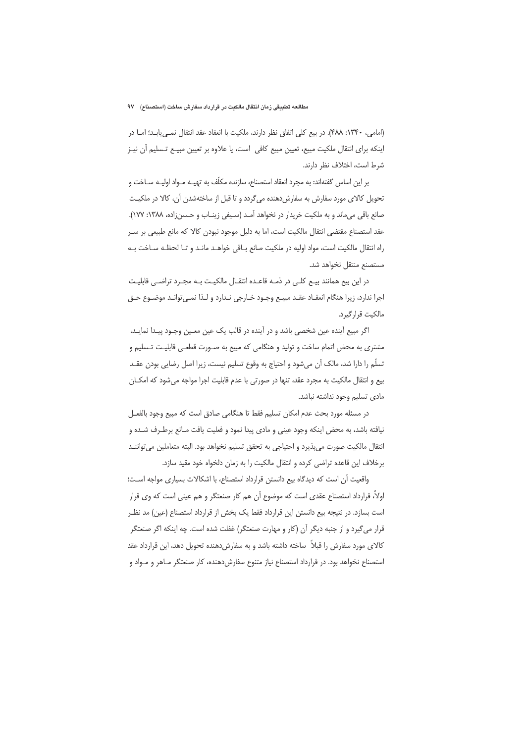(امامی، ۱۳۴۰: ۴۸۸). در بیع کلی اتفاق نظر دارند، ملکیت با انعقاد عقد انتقال نمی‌یابد؛ اما در اینکه برای انتقال ملکیت مبیع، تعیین مبیع کافی است، یا علاوه بر تعیین مبیع تسلیم آن نیز شرط است، اختلاف نظر دارند.

بر این اساس گفته‌اند: به مجرد انعقاد استصناع، سازنده مکلّف به تهیه مواد اولیه ساخت و تحویل کالای مورد سفارش به سفارش‌دهنده می‌گردد و تا قبل از ساخته‌شدن آن، کالا در ملکیت صانع باقی می‌ماند و به ملکیت خریدار در نخواهد آمد (سیفی زیناب و حسن‌زاده، ۱۳۸۸: ۱۷۷). عقد استصناع مقتضی انتقال مالکیت است، اما به دلیل موجود نبودن کالا که مانع طبیعی بر سر راه انتقال مالکیت است، مواد اولیه در ملکیت صانع باقی خواهد ماند و تا لحظه ساخت به مستصنع منتقل نخواهد شد.

در این بیع همانند بیع کلی در ذمه قاعده انتقال مالکیت به مجرد تراضی قابلیت اجرا ندارد، زیرا هنگام انعقاد عقد مبیع وجود خارجی ندارد و لذا نمی‌تواند موضوع حق مالکیت قرارگیرد.

اگر مبیع آینده عین شخصی باشد و در آینده در قالب یک عین معین وجود پیدا نماید، مشتری به محض اتمام ساخت و تولید و هنگامی که مبیع به صورت قطعی قابلیت تسلیم و تسلّم را دارا شد، مالک آن می‌شود و احتیاج به وقوع تسلیم نیست، زیرا اصل رضایی بودن عقد بیع و انتقال مالکیت به مجرد عقد، تنها در صورتی با عدم قابلیت اجرا مواجه می‌شود که امکان مادی تسلیم وجود نداشته نباشد.

در مسئله مورد بحث عدم امکان تسلیم فقط تا هنگامی صادق است که مبیع وجود بالفعل نیافته باشد، به محض اینکه وجود عینی و مادی پیدا نمود و فعلیت یافت مانع برطرف شده و انتقال مالکیت صورت می‌پذیرد و احتیاجی به تحقق تسلیم نخواهد بود. البته متعاملین می‌توانند برخلاف این قاعده تراضی کرده و انتقال مالکیت را به زمان دلخواه خود مقید سازد.

واقعیت آن است که دیدگاه بیع دانستن قرارداد استصناع، با اشکالات بسیاری مواجه است؛ اولاً، قرارداد استصناع عقدی است که موضوع آن هم کار صنعتگر و هم عینی است که وی قرار است بسازد. در نتیجه بیع دانستن این قرارداد فقط یک بخش از قرارداد استصناع (عین) مد نظر قرار می‌گیرد و از جنبه دیگر آن (کار و مهارت صنعتگر) غفلت شده است. چه اینکه اگر صنعتگر کالای مورد سفارش را قبلاً ساخته داشته باشد و به سفارش‌دهنده تحویل دهد، این قرارداد عقد استصناع نخواهد بود. در قرارداد استصناع نیاز متنوع سفارش‌دهنده، کار صنعتگر ماهر و مواد و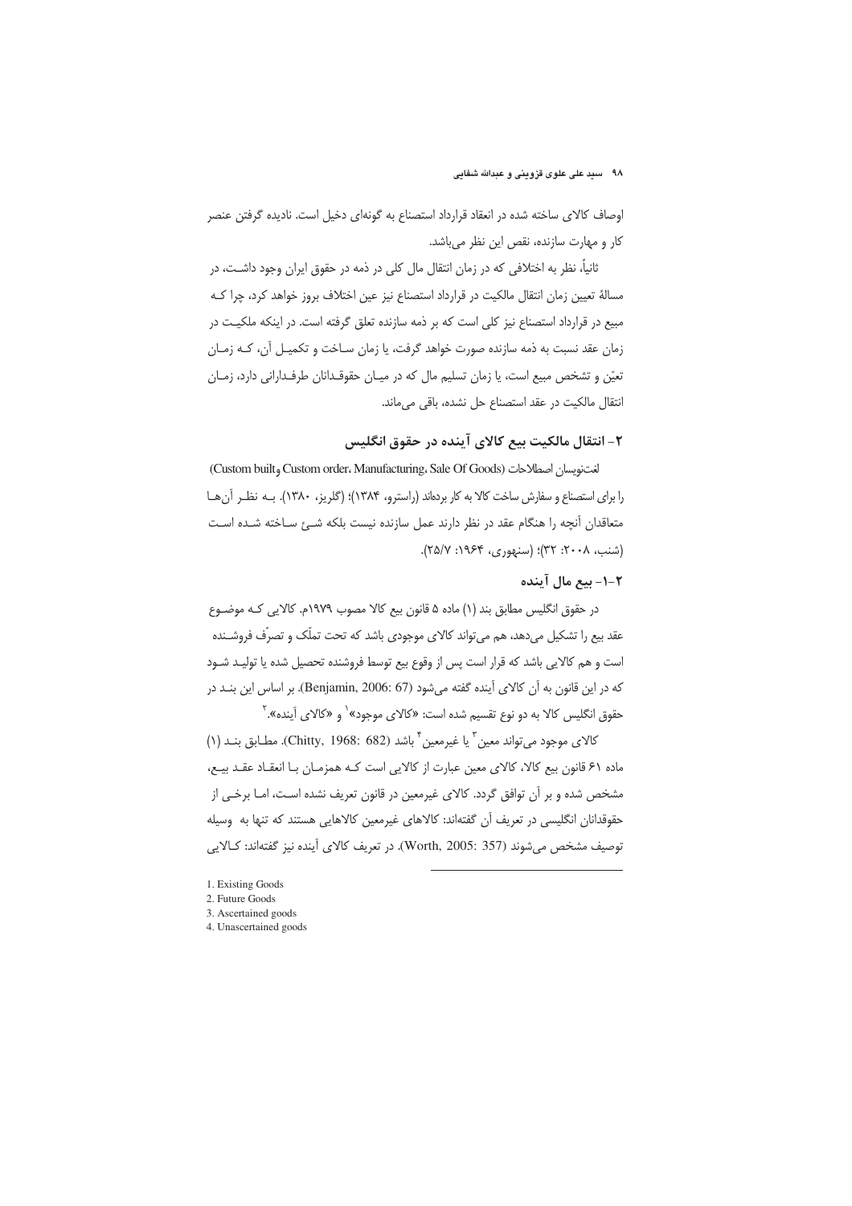اوصاف کالای ساخته شده در انعقاد قرارداد استصناع به گونه‌ای دخیل است. نادیده گرفتن عنصر کار و مهارت سازنده، نقص این نظر می‌باشد.

ثانیاً، نظر به اختلافی که در زمان انتقال مال کلی در ذمه در حقوق ایران وجود داشت، در مسالهٔ تعیین زمان انتقال مالکیت در قرارداد استصناع نیز عین اختلاف بروز خواهد کرد، چرا کـه مبیع در قرارداد استصناع نیز کلی است که بر ذمه سازنده تعلق گرفته است. در اینکه ملکیـت در زمان عقد نسبت به ذمه سازنده صورت خواهد گرفت، یا زمان سـاخت و تکمیـل آن، کـه زمـان تعیّن و تشخص مبیع است، یا زمان تسلیم مال که در میـان حقوقـدانان طرفـدارانی دارد، زمـان انتقال مالکیت در عقد استصناع حل نشده، باقی می‌ماند.

## ۲- انتقال مالکیت بیع کالای آینده در حقوق انگلیس

لغت‌نویسان اصطلاحات (Custom built و Custom order، Manufacturing، Sale Of Goods) را برای استصناع و سفارش ساخت کالا به کار برده‌اند (راسترو، ۱۳۸۴)؛ (گلریز، ۱۳۸۰). بـه نظـر آن‌هـا متعاقدان آنچه را هنگام عقد در نظر دارند عمل سازنده نیست بلکه شـئ سـاخته شـده اسـت (شنب، ۲۰۰۸: ۳۲)؛ (سنهوری، ۱۹۶۴: ۲۵/۷).

### ۲-۱- بیع مال آینده

در حقوق انگلیس مطابق بند (۱) ماده ۵ قانون بیع کالا مصوب ۱۹۷۹م. کالایی کـه موضـوع عقد بیع را تشکیل می‌دهد، هم می‌تواند کالای موجودی باشد که تحت تملّک و تصرّف فروشـنده است و هم کالایی باشد که قرار است پس از وقوع بیع توسط فروشنده تحصیل شده یا تولیـد شـود که در این قانون به آن کالای آینده گفته می‌شود (Benjamin, 2006: 67). بر اساس این بنـد در حقوق انگلیس کالا به دو نوع تقسیم شده است: «کالای موجود»[1] و «کالای آینده».[2]

کالای موجود می‌تواند معین[3] یا غیرمعین[4] باشد (Chitty, 1968: 682). مطـابق بنـد (۱) ماده ۶۱ قانون بیع کالا، کالای معین عبارت از کالایی است کـه همزمـان بـا انعقـاد عقـد بیـع، مشخص شده و بر آن توافق گردد. کالای غیرمعین در قانون تعریف نشده اسـت، امـا برخـی از حقوقدانان انگلیسی در تعریف آن گفته‌اند: کالاهای غیرمعین کالاهایی هستند که تنها به وسیله توصیف مشخص می‌شوند (Worth, 2005: 357). در تعریف کالای آینده نیز گفته‌اند: کـالایی

---

1. Existing Goods
2. Future Goods
3. Ascertained goods
4. Unascertained goods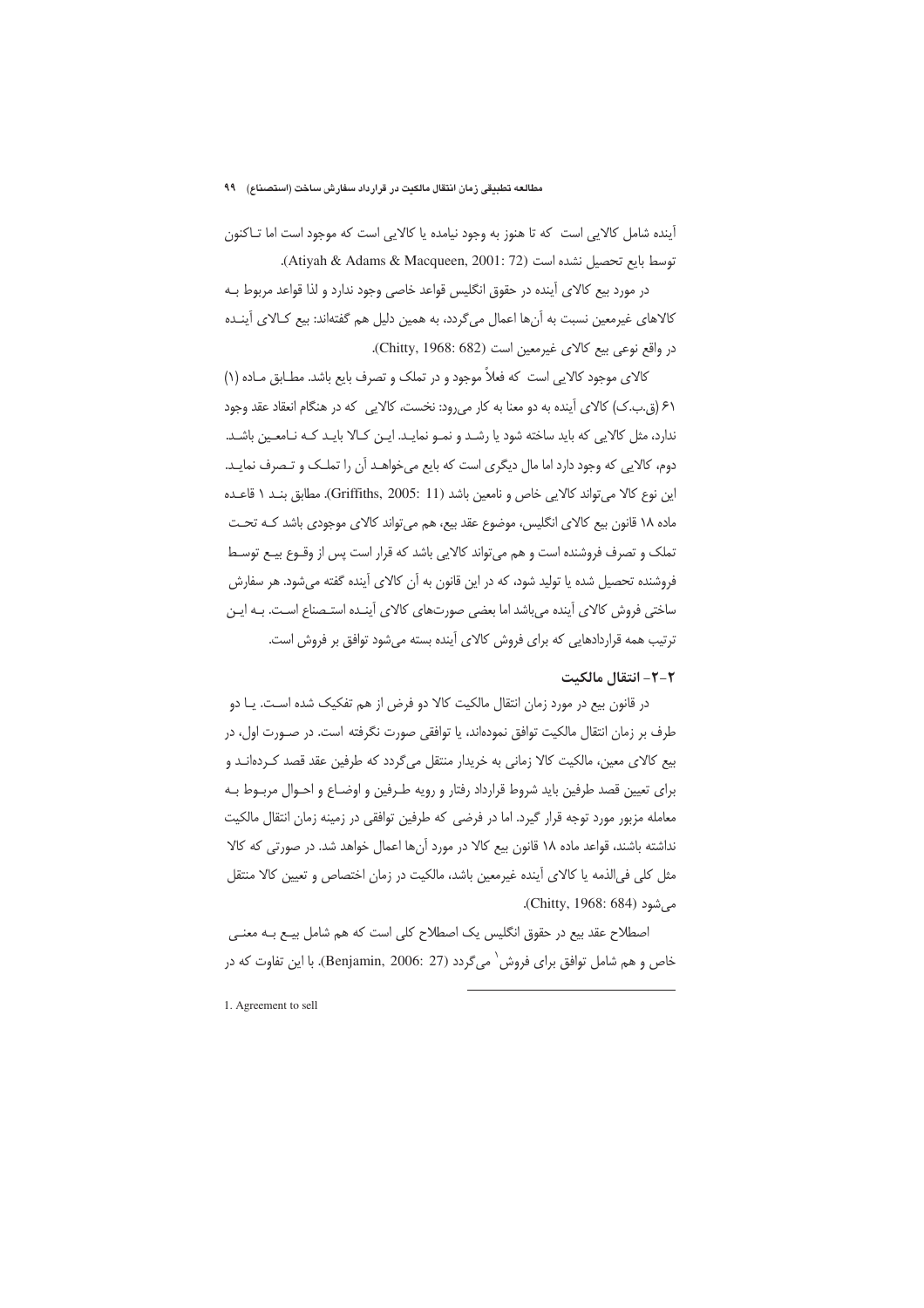آینده شامل کالایی است که تا هنوز به وجود نیامده یا کالایی است که موجود است اما تاکنون توسط بایع تحصیل نشده است (Atiyah & Adams & Macqueen, 2001: 72).

در مورد بیع کالای آینده در حقوق انگلیس قواعد خاصی وجود ندارد و لذا قواعد مربوط به کالاهای غیرمعین نسبت به آن‌ها اعمال می‌گردد، به همین دلیل هم گفته‌اند: بیع کالای آینده در واقع نوعی بیع کالای غیرمعین است (Chitty, 1968: 682).

کالای موجود کالایی است که فعلاً موجود و در تملک و تصرف بایع باشد. مطابق ماده (۱) ۶۱ (ق.ب.ک) کالای آینده به دو معنا به کار می‌رود: نخست، کالایی که در هنگام انعقاد عقد وجود ندارد، مثل کالایی که باید ساخته شود یا رشد و نمو نماید. این کالا باید که نامعین باشد. دوم، کالایی که وجود دارد اما مال دیگری است که بایع می‌خواهد آن را تملک و تصرف نماید. این نوع کالا می‌تواند کالایی خاص و نامعین باشد (Griffiths, 2005: 11). مطابق بند ۱ قاعده ماده ۱۸ قانون بیع کالای انگلیس، موضوع عقد بیع، هم می‌تواند کالای موجودی باشد که تحت تملک و تصرف فروشنده است و هم می‌تواند کالایی باشد که قرار است پس از وقوع بیع توسط فروشنده تحصیل شده یا تولید شود، که در این قانون به آن کالای آینده گفته می‌شود. هر سفارش ساختی فروش کالای آینده می‌باشد اما بعضی صورت‌های کالای آینده استصناع است. به این ترتیب همه قراردادهایی که برای فروش کالای آینده بسته می‌شود توافق بر فروش است.

### ۲-۲- انتقال مالکیت

در قانون بیع در مورد زمان انتقال مالکیت کالا دو فرض از هم تفکیک شده است. یا دو طرف بر زمان انتقال مالکیت توافق نموده‌اند، یا توافقی صورت نگرفته است. در صورت اول، در بیع کالای معین، مالکیت کالا زمانی به خریدار منتقل می‌گردد که طرفین عقد قصد کرده‌اند و برای تعیین قصد طرفین باید شروط قرارداد رفتار و رویه طرفین و اوضاع و احوال مربوط به معامله مزبور مورد توجه قرار گیرد. اما در فرضی که طرفین توافقی در زمینه زمان انتقال مالکیت نداشته باشند، قواعد ماده ۱۸ قانون بیع کالا در مورد آن‌ها اعمال خواهد شد. در صورتی که کالا مثل کلی فی‌الذمه یا کالای آینده غیرمعین باشد، مالکیت در زمان اختصاص و تعیین کالا منتقل می‌شود (Chitty, 1968: 684).

اصطلاح عقد بیع در حقوق انگلیس یک اصطلاح کلی است که هم شامل بیع به معنی خاص و هم شامل توافق برای فروش[1] می‌گردد (Benjamin, 2006: 27). با این تفاوت که در

1. Agreement to sell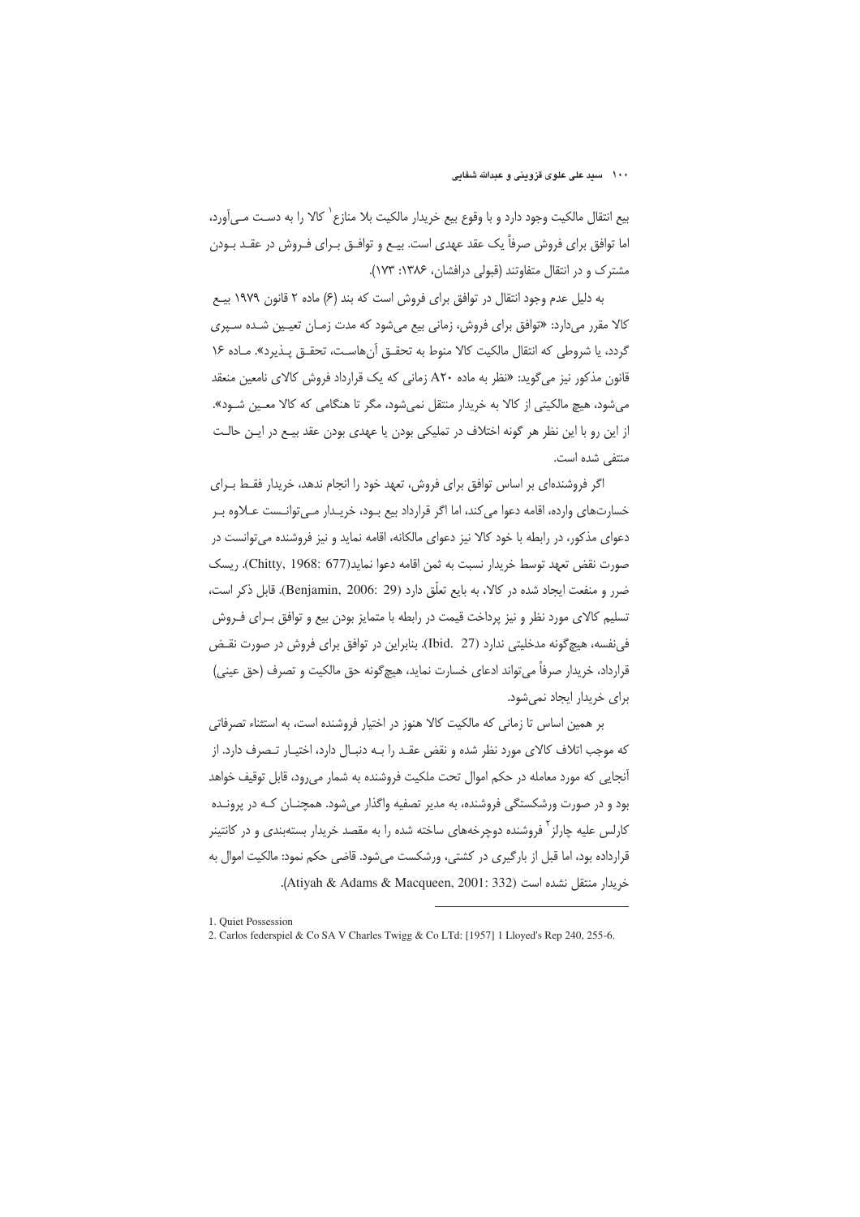بیع انتقال مالکیت وجود دارد و با وقوع بیع خریدار مالکیت بلا منازع[1] کالا را به دست می‌آورد، اما توافق برای فروش صرفاً یک عقد عهدی است. بیع و توافق برای فروش در عقد بودن مشترک و در انتقال متفاوتند (قبولی درافشان، ۱۳۸۶: ۱۷۳).

به دلیل عدم وجود انتقال در توافق برای فروش است که بند (۶) ماده ۲ قانون ۱۹۷۹ بیع کالا مقرر می‌دارد: «توافق برای فروش، زمانی بیع می‌شود که مدت زمان تعیین شده سپری گردد، یا شروطی که انتقال مالکیت کالا منوط به تحقق آن‌هاست، تحقق پذیرد». ماده ۱۶ قانون مذکور نیز می‌گوید: «نظر به ماده A۲۰ زمانی که یک قرارداد فروش کالای نامعین منعقد می‌شود، هیچ مالکیتی از کالا به خریدار منتقل نمی‌شود، مگر تا هنگامی که کالا معین شود». از این رو با این نظر هر گونه اختلاف در تملیکی بودن یا عهدی بودن عقد بیع در این حالت منتفی شده است.

اگر فروشنده‌ای بر اساس توافق برای فروش، تعهد خود را انجام ندهد، خریدار فقط برای خسارت‌های وارده، اقامه دعوا می‌کند، اما اگر قرارداد بیع بود، خریدار می‌توانست علاوه بر دعوای مذکور، در رابطه با خود کالا نیز دعوای مالکانه، اقامه نماید و نیز فروشنده می‌توانست در صورت نقض تعهد توسط خریدار نسبت به ثمن اقامه دعوا نماید(Chitty, 1968: 677). ریسک ضرر و منفعت ایجاد شده در کالا، به بایع تعلّق دارد (Benjamin, 2006: 29). قابل ذکر است، تسلیم کالای مورد نظر و نیز پرداخت قیمت در رابطه با متمایز بودن بیع و توافق برای فروش فی‌نفسه، هیچ‌گونه مدخلیتی ندارد (Ibid. 27). بنابراین در توافق برای فروش در صورت نقض قرارداد، خریدار صرفاً می‌تواند ادعای خسارت نماید، هیچ‌گونه حق مالکیت و تصرف (حق عینی) برای خریدار ایجاد نمی‌شود.

بر همین اساس تا زمانی که مالکیت کالا هنوز در اختیار فروشنده است، به استثناء تصرفاتی که موجب اتلاف کالای مورد نظر شده و نقض عقد را به دنبال دارد، اختیار تصرف دارد. از آنجایی که مورد معامله در حکم اموال تحت ملکیت فروشنده به شمار می‌رود، قابل توقیف خواهد بود و در صورت ورشکستگی فروشنده، به مدیر تصفیه واگذار می‌شود. همچنان که در پرونده کارلس علیه چارلز[2] فروشنده دوچرخه‌های ساخته شده را به مقصد خریدار بسته‌بندی و در کانتینر قرارداده بود، اما قبل از بارگیری در کشتی، ورشکست می‌شود. قاضی حکم نمود: مالکیت اموال به خریدار منتقل نشده است (Atiyah & Adams & Macqueen, 2001: 332).

---

1. Quiet Possession
2. Carlos federspiel & Co SA V Charles Twigg & Co LTd: [1957] 1 Lloyed's Rep 240, 255-6.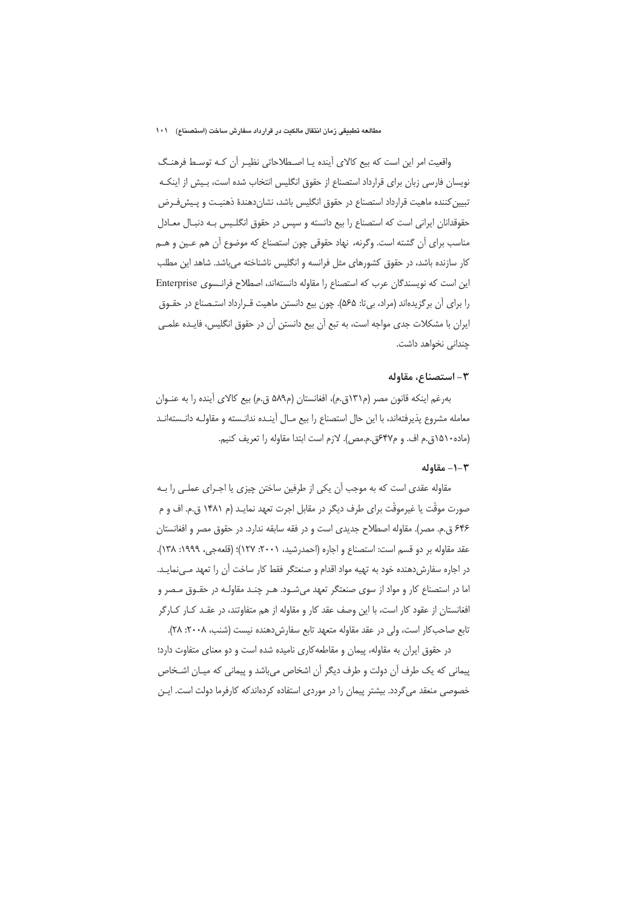واقعیت امر این است که بیع کالای آینده یـا اصـطلاحاتی نظیـر آن کـه توسـط فرهنـگ نویسان فارسی زبان برای قرارداد استصناع از حقوق انگلیس انتخاب شده است، بـیش از اینکـه تبیین‌کننده ماهیت قرارداد استصناع در حقوق انگلیس باشد، نشان‌دهندهٔ ذهنیـت و پـیش‌فـرض حقوقدانان ایرانی است که استصناع را بیع دانسته و سپس در حقوق انگلـیس بـه دنبـال معـادل مناسب برای آن گشته است. وگرنه، نهاد حقوقی چون استصناع که موضوع آن هم عـین و هـم کار سازنده باشد، در حقوق کشورهای مثل فرانسه و انگلیس ناشناخته می‌باشد. شاهد این مطلب این است که نویسندگان عرب که استصناع را مقاوله دانسته‌اند، اصطلاح فرانسوی Enterprise را برای آن برگزیده‌اند (مراد، بی‌تا: ۵۶۵). چون بیع دانستن ماهیت قـرارداد استـصناع در حقـوق ایران با مشکلات جدی مواجه است، به تبع آن بیع دانستن آن در حقوق انگلیس، فایـده علمـی چندانی نخواهد داشت.

## ۳- استصناع، مقاوله

به‌رغم اینکه قانون مصر (م۱۳۱ق.م)، افغانستان (م۵۸۹ ق.م) بیع کالای آینده را به عنـوان معامله مشروع پذیرفته‌اند، با این حال استصناع را بیع مـال آینـده ندانـسته و مقاولـه دانـسته‌انـد (ماده۱۵۱۰ق.م اف. و م۶۴۷ق.م.مص). لازم است ابتدا مقاوله را تعریف کنیم.

### ۳-۱- مقاوله

مقاوله عقدی است که به موجب آن یکی از طرفین ساختن چیزی یا اجـرای عملـی را بـه صورت موقّت یا غیرموقّت برای طرف دیگر در مقابل اجرت تعهد نمایـد (م ۱۴۸۱ ق.م. اف و م ۶۴۶ ق.م. مصر). مقاوله اصطلاح جدیدی است و در فقه سابقه ندارد. در حقوق مصر و افغانستان عقد مقاوله بر دو قسم است: استصناع و اجاره (احمدرشید، ۲۰۰۱: ۱۲۷)؛ (قلعه‌جی، ۱۹۹۹: ۱۳۸). در اجاره سفارش‌دهنده خود به تهیه مواد اقدام و صنعتگر فقط کار ساخت آن را تعهد مـی‌نمایـد. اما در استصناع کار و مواد از سوی صنعتگر تعهد می‌شـود. هـر چنـد مقاولـه در حقـوق مـصر و افغانستان از عقود کار است، با این وصف عقد کار و مقاوله از هم متفاوتند، در عقـد کـار کـارگر تابع صاحب‌کار است، ولی در عقد مقاوله متعهد تابع سفارش‌دهنده نیست (شنب، ۲۰۰۸: ۲۸).

در حقوق ایران به مقاوله، پیمان و مقاطعه‌کاری نامیده شده است و دو معنای متفاوت دارد؛ پیمانی که یک طرف آن دولت و طرف دیگر آن اشخاص می‌باشد و پیمانی که میـان اشـخاص خصوصی منعقد می‌گردد. بیشتر پیمان را در موردی استفاده کرده‌اندکه کارفرما دولت است. ایـن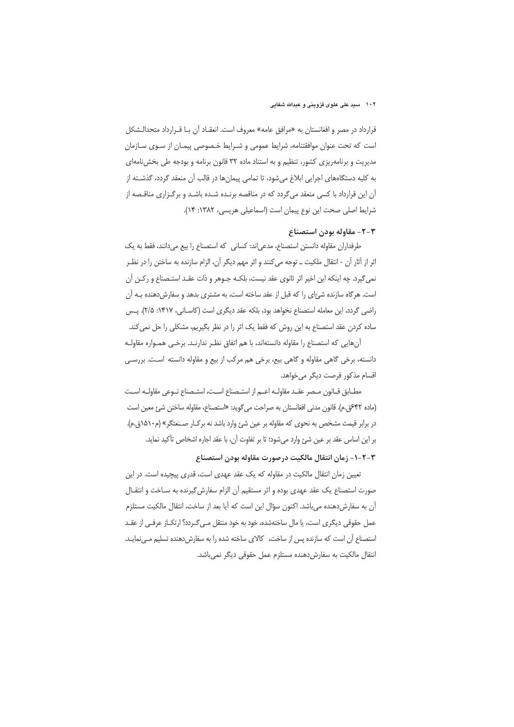قرارداد در مصر و افغانستان به «مرافق عامه» معروف است. انعقـاد آن بـا قـرارداد متحدالـشکل است که تحت عنوان موافقتنامه، شرایط عمومی و شـرایط خـصوصی پیمـان از سـوی سـازمان مدیریت و برنامه‌ریزی کشور، تنظیم و به استناد ماده ۳۲ قانون برنامه و بودجه طی بخش‌نامه‌ای به کلیه دستگاه‌های اجرایی ابلاغ می‌شود، تا تمامی پیمان‌ها در قالب آن منعقد گردد، گذشـته از آن این قرارداد با کسی منعقد می‌گردد که در مناقصه برنـده شـده باشـد و برگـزاری مناقـصه از شرایط اصلی صحت این نوع پیمان است (اسماعیلی هریسی، ۱۳۸۲: ۱۴).

### ۳-۲- مقاوله بودن استصناع

طرفداران مقاوله دانستن استصناع، مدعی‌اند: کسانی که استصناع را بیع می‌دانند، فقط به یک اثر از آثار آن - انتقال ملکیت ـ توجه می‌کنند و اثر مهم دیگر آن، الزام سازنده به ساختن را در نظـر نمی‌گیرد. چه اینکه این اخیر اثر ثانوی عقد نیست، بلکـه جـوهر و ذات عقـد استـصناع و رکـن آن است. هرگاه سازنده شیءای را که قبل از عقد ساخته است، به مشتری بدهد و سفارش‌دهنده بـه آن راضی گردد، این معامله استصناع نخواهد بود، بلکه عقد دیگری است (کاسـانی، ۱۴۱۷: ۲/۵). پـس ساده کردن عقد استصناع به این روش که فقط یک اثر را در نظر بگیریم، مشکلی را حل نمی‌کند.

آن‌هایی که استصناع را مقاوله دانسته‌اند، با هم اتفاق نظـر ندارنـد. برخـی همـواره مقاولـه دانسته، برخی گاهی مقاوله و گاهی بیع، برخی هم مرکب از بیع و مقاوله دانسته اسـت. بررسـی اقسام مذکور فرصت دیگر می‌خواهد.

مطـابق قـانون مـصر عقـد مقاولـه اعـم از استـصناع اسـت، استـصناع نـوعی مقاولـه اسـت (ماده ۶۴۲ق.م). قانون مدنی افغانستان به صراحت می‌گوید: «استصناع، مقاوله ساختن شئ معین است در برابر قیمت مشخص به نحوی که مقاوله بر عین شئ وارد باشد نه برکـار صـنعتگر» (م۱۵۱۰ق.م). بر این اساس عقد بر عین شئ وارد می‌شود؛ تا بر تفاوت آن، با عقد اجاره اشخاص تأکید نماید.

#### ۳-۲-۱- زمان انتقال مالکیت درصورت مقاوله بودن استصناع

تعیین زمان انتقال مالکیت در مقاوله که یک عقد عهدی است، قدری پیچیده است. در این صورت استصناع یک عقد عهدی بوده و اثر مستقیم آن الزام سفارش‌گیرنده به سـاخت و انتقـال آن به سفارش‌دهنده می‌باشد. اکنون سؤال این است که آیا بعد از ساخت، انتقال مالکیت مستلزم عمل حقوقی دیگری است، یا مال ساخته‌شده، خود به خود منتقل مـی‌گـردد؟ ارتکـاز عرفـی از عقـد استصناع آن است که سازنده پس از ساخت، کالای ساخته شده را به سفارش‌دهنده تسلیم مـی‌نمایـد. انتقال مالکیت به سفارش‌دهنده مستلزم عمل حقوقی دیگر نمی‌باشد.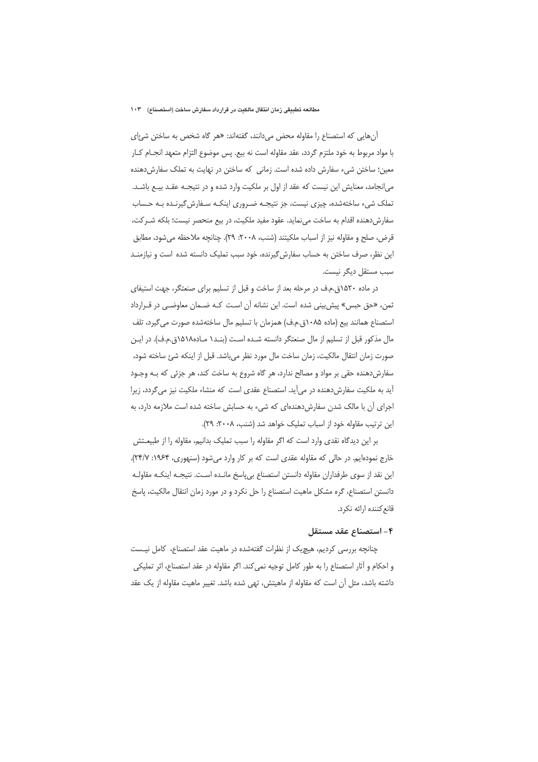آن‌هایی که استصناع را مقاوله محض می‌دانند، گفته‌اند: «هر گاه شخص به ساختن شیءای با مواد مربوط به خود ملتزم گردد، عقد مقاوله است نه بیع. پس موضوع التزام متعهد انجام کار معین؛ ساختن شیء سفارش داده شده است. زمانی که ساختن در نهایت به تملک سفارش‌دهنده می‌انجامد، معنایش این نیست که عقد از اول بر ملکیت وارد شده و در نتیجه عقد بیع باشد. تملک شیء ساخته‌شده، چیزی نیست، جز نتیجه ضروری اینکه سفارش‌گیرنده به حساب سفارش‌دهنده اقدام به ساخت می‌نماید. عقود مفید ملکیت، در بیع منحصر نیست؛ بلکه شرکت، قرض، صلح و مقاوله نیز از اسباب ملکیتند (شنب، ۲۰۰۸: ۲۹). چنانچه ملاحظه می‌شود، مطابق این نظر، صرف ساختن به حساب سفارش‌گیرنده، خود سبب تملیک دانسته شده است و نیازمند سبب مستقل دیگر نیست.

در ماده ۱۵۲۰ق.م.ف در مرحله بعد از ساخت و قبل از تسلیم برای صنعتگر، جهت استیفای ثمن، «حق حبس» پیش‌بینی شده است. این نشانه آن است که ضمان معاوضی در قرارداد استصناع همانند بیع (ماده ۱۰۸۵ق.م.ف) همزمان با تسلیم مال ساخته‌شده صورت می‌گیرد، تلف مال مذکور قبل از تسلیم از مال صنعتگر دانسته شده است (بند۱ ماده۱۵۱۸ق.م.ف). در این صورت زمان انتقال مالکیت، زمان ساخت مال مورد نظر می‌باشد. قبل از اینکه شئ ساخته شود، سفارش‌دهنده حقی بر مواد و مصالح ندارد، هر گاه شروع به ساخت کند، هر جزئی که به وجود آید به ملکیت سفارش‌دهنده در می‌آید. استصناع عقدی است که منشاء ملکیت نیز می‌گردد، زیرا اجرای آن با مالک شدن سفارش‌دهنده‌ای که شیء به حسابش ساخته شده است ملازمه دارد، به این ترتیب مقاوله خود از اسباب تملیک خواهد شد (شنب، ۲۰۰۸: ۲۹).

بر این دیدگاه نقدی وارد است که اگر مقاوله را سبب تملیک بدانیم، مقاوله را از طبیعتش خارج نموده‌ایم. در حالی که مقاوله عقدی است که بر کار وارد می‌شود (سنهوری، ۱۹۶۴: ۲۴/۷). این نقد از سوی طرفداران مقاوله دانستن استصناع بی‌پاسخ مانده است. نتیجه اینکه مقاوله دانستن استصناع، گره مشکل ماهیت استصناع را حل نکرد و در مورد زمان انتقال مالکیت، پاسخ قانع‌کننده ارائه نکرد.

## ۴- استصناع عقد مستقل

چنانچه بررسی کردیم، هیچ‌یک از نظرات گفته‌شده در ماهیت عقد استصناع، کامل نیست و احکام و آثار استصناع را به طور کامل توجیه نمی‌کند. اگر مقاوله در عقد استصناع، اثر تملیکی داشته باشد، مثل آن است که مقاوله از ماهیتش، تهی شده باشد. تغییر ماهیت مقاوله از یک عقد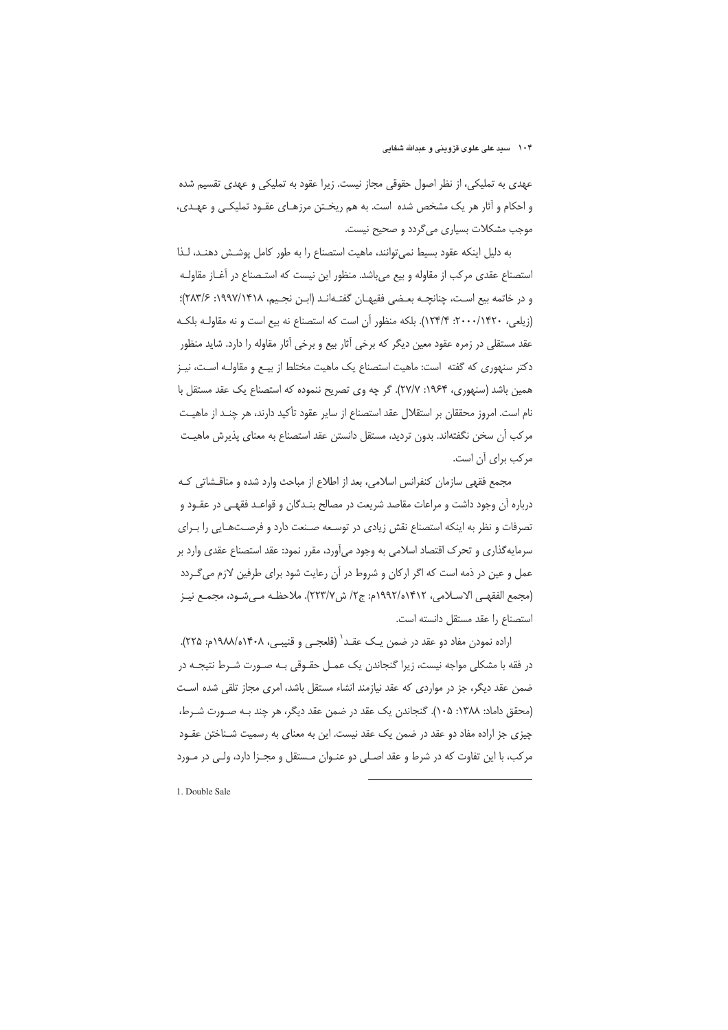عهدی به تملیکی، از نظر اصول حقوقی مجاز نیست. زیرا عقود به تملیکی و عهدی تقسیم شده و احکام و آثار هر یک مشخص شده است. به هم ریختن مرزهای عقود تملیکی و عهدی، موجب مشکلات بسیاری می‌گردد و صحیح نیست.

به دلیل اینکه عقود بسیط نمی‌توانند، ماهیت استصناع را به طور کامل پوشش دهند، لذا استصناع عقدی مرکب از مقاوله و بیع می‌باشد. منظور این نیست که استصناع در آغاز مقاوله و در خاتمه بیع است، چنانچه بعضی فقیهان گفته‌اند (ابن نجیم، ۱۹۹۷/۱۴۱۸: ۲۸۳/۶)؛ (زیلعی، ۲۰۰۰/۱۴۲۰: ۱۲۴/۴). بلکه منظور آن است که استصناع نه بیع است و نه مقاوله بلکه عقد مستقلی در زمره عقود معین دیگر که برخی آثار بیع و برخی آثار مقاوله را دارد. شاید منظور دکتر سنهوری که گفته است: ماهیت استصناع یک ماهیت مختلط از بیع و مقاوله است، نیز همین باشد (سنهوری، ۱۹۶۴: ۲۷/۷). گر چه وی تصریح ننموده که استصناع یک عقد مستقل با نام است. امروز محققان بر استقلال عقد استصناع از سایر عقود تأکید دارند، هر چند از ماهیت مرکب آن سخن نگفته‌اند. بدون تردید، مستقل دانستن عقد استصناع به معنای پذیرش ماهیت مرکب برای آن است.

مجمع فقهی سازمان کنفرانس اسلامی، بعد از اطلاع از مباحث وارد شده و مناقشاتی که درباره آن وجود داشت و مراعات مقاصد شریعت در مصالح بندگان و قواعد فقهی در عقود و تصرفات و نظر به اینکه استصناع نقش زیادی در توسعه صنعت دارد و فرصت‌هایی را برای سرمایه‌گذاری و تحرک اقتصاد اسلامی به وجود می‌آورد، مقرر نمود: عقد استصناع عقدی وارد بر عمل و عین در ذمه است که اگر ارکان و شروط در آن رعایت شود برای طرفین لازم می‌گردد (مجمع الفقهی الاسلامی، ۱۴۱۲ه/۱۹۹۲م: ج۲/ ش۲۲۳/۷). ملاحظه می‌شود، مجمع نیز استصناع را عقد مستقل دانسته است.

اراده نمودن مفاد دو عقد در ضمن یک عقد[1] (قلعجی و قنیبی، ۱۴۰۸ه/۱۹۸۸م: ۲۲۵). در فقه با مشکلی مواجه نیست، زیرا گنجاندن یک عمل حقوقی به صورت شرط نتیجه در ضمن عقد دیگر، جز در مواردی که عقد نیازمند انشاء مستقل باشد، امری مجاز تلقی شده است (محقق داماد: ۱۳۸۸: ۱۰۵). گنجاندن یک عقد در ضمن عقد دیگر، هر چند به صورت شرط، چیزی جز اراده مفاد دو عقد در ضمن یک عقد نیست. این به معنای به رسمیت شناختن عقود مرکب، با این تفاوت که در شرط و عقد اصلی دو عنوان مستقل و مجزا دارد، ولی در مورد

---

1. Double Sale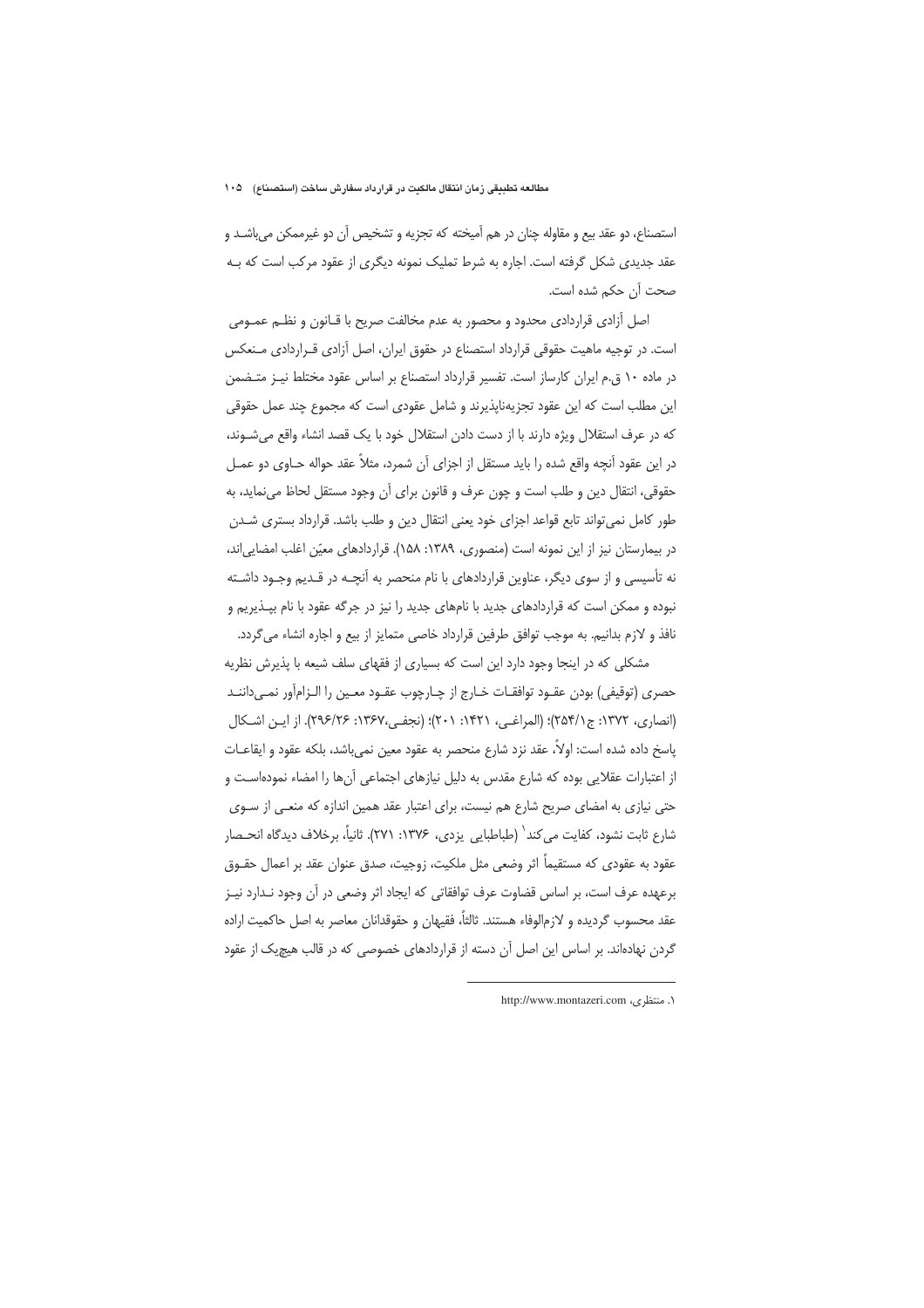استصناع، دو عقد بیع و مقاوله چنان در هم آمیخته که تجزیه و تشخیص آن دو غیرممکن می‌باشد و عقد جدیدی شکل گرفته است. اجاره به شرط تملیک نمونه دیگری از عقود مرکب است که به صحت آن حکم شده است.

اصل آزادی قراردادی محدود و محصور به عدم مخالفت صریح با قانون و نظم عمومی است. در توجیه ماهیت حقوقی قرارداد استصناع در حقوق ایران، اصل آزادی قراردادی منعکس در ماده ۱۰ ق.م ایران کارساز است. تفسیر قرارداد استصناع بر اساس عقود مختلط نیز متضمن این مطلب است که این عقود تجزیه‌ناپذیرند و شامل عقودی است که مجموع چند عمل حقوقی که در عرف استقلال ویژه دارند با از دست دادن استقلال خود با یک قصد انشاء واقع می‌شوند، در این عقود آنچه واقع شده را باید مستقل از اجزای آن شمرد، مثلاً عقد حواله حاوی دو عمل حقوقی، انتقال دین و طلب است و چون عرف و قانون برای آن وجود مستقل لحاظ می‌نماید، به طور کامل نمی‌تواند تابع قواعد اجزای خود یعنی انتقال دین و طلب باشد. قرارداد بستری شدن در بیمارستان نیز از این نمونه است (منصوری، ۱۳۸۹: ۱۵۸). قراردادهای معیّن اغلب امضایی‌اند، نه تأسیسی و از سوی دیگر، عناوین قراردادهای با نام منحصر به آنچه در قدیم وجود داشته نبوده و ممکن است که قراردادهای جدید با نام‌های جدید را نیز در جرگه عقود با نام بپذیریم و نافذ و لازم بدانیم. به موجب توافق طرفین قرارداد خاصی متمایز از بیع و اجاره انشاء می‌گردد.

مشکلی که در اینجا وجود دارد این است که بسیاری از فقهای سلف شیعه با پذیرش نظریه حصری (توقیفی) بودن عقود توافقات خارج از چارچوب عقود معین را الزام‌آور نمی‌دانند (انصاری، ۱۳۷۲: ج۲۵۴/۱)؛ (المراغی، ۱۴۲۱: ۲۰۱)؛ (نجفی،۱۳۶۷: ۲۹۶/۲۶). از این اشکال پاسخ داده شده است: اولاً، عقد نزد شارع منحصر به عقود معین نمی‌باشد، بلکه عقود و ایقاعات از اعتبارات عقلایی بوده که شارع مقدس به دلیل نیازهای اجتماعی آن‌ها را امضاء نموده‌است و حتی نیازی به امضای صریح شارع هم نیست، برای اعتبار عقد همین اندازه که منعی از سوی شارع ثابت نشود، کفایت می‌کند[1] (طباطبایی یزدی، ۱۳۷۶: ۲۷۱). ثانیاً، برخلاف دیدگاه انحصار عقود به عقودی که مستقیماً اثر وضعی مثل ملکیت، زوجیت، صدق عنوان عقد بر اعمال حقوق برعهده عرف است، بر اساس قضاوت عرف توافقاتی که ایجاد اثر وضعی در آن وجود ندارد نیز عقد محسوب گردیده و لازم‌الوفاء هستند. ثالثاً، فقیهان و حقوقدانان معاصر به اصل حاکمیت اراده گردن نهاده‌اند. بر اساس این اصل آن دسته از قراردادهای خصوصی که در قالب هیچ‌یک از عقود

---

۱. منتظری، http://www.montazeri.com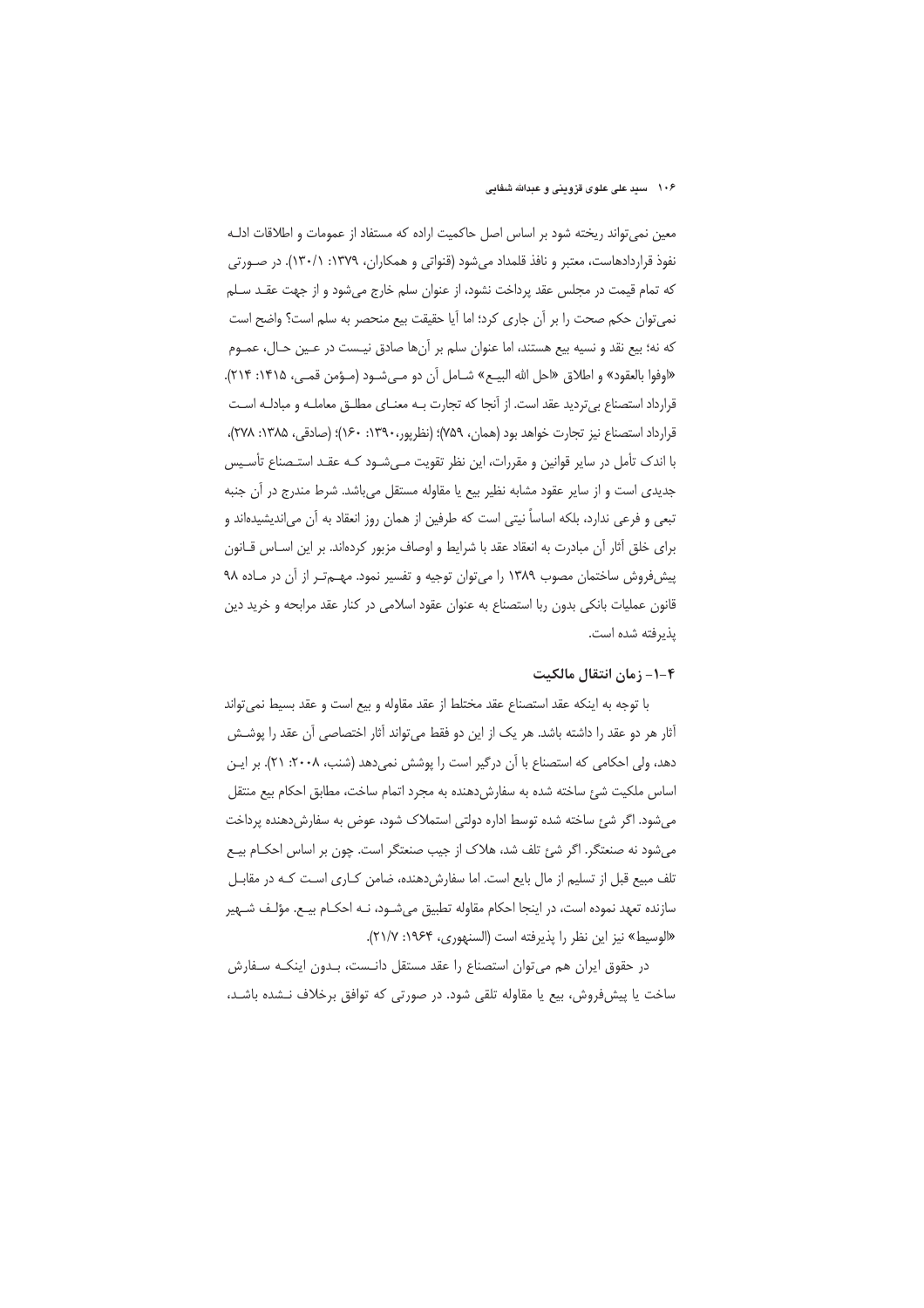معین نمی‌تواند ریخته شود بر اساس اصل حاکمیت اراده که مستفاد از عمومات و اطلاقات ادله نفوذ قراردادهاست، معتبر و نافذ قلمداد می‌شود (قنواتی و همکاران، ۱۳۷۹: ۱۳۰/۱). در صورتی که تمام قیمت در مجلس عقد پرداخت نشود، از عنوان سلم خارج می‌شود و از جهت عقد سلم نمی‌توان حکم صحت را بر آن جاری کرد؛ اما آیا حقیقت بیع منحصر به سلم است؟ واضح است که نه؛ بیع نقد و نسیه بیع هستند، اما عنوان سلم بر آن‌ها صادق نیست در عین حال، عموم «اوفوا بالعقود» و اطلاق «احل الله البیع» شامل آن دو می‌شود (مؤمن قمی، ۱۴۱۵: ۲۱۴). قرارداد استصناع بی‌تردید عقد است. از آنجا که تجارت به معنای مطلق معامله و مبادله است قرارداد استصناع نیز تجارت خواهد بود (همان، ۷۵۹)؛ (نظرپور، ۱۳۹۰: ۱۶۰)؛ (صادقی، ۱۳۸۵: ۲۷۸)، با اندک تأمل در سایر قوانین و مقررات، این نظر تقویت می‌شود که عقد استصناع تأسیس جدیدی است و از سایر عقود مشابه نظیر بیع یا مقاوله مستقل می‌باشد. شرط مندرج در آن جنبه تبعی و فرعی ندارد، بلکه اساساً نیتی است که طرفین از همان روز انعقاد به آن می‌اندیشیده‌اند و برای خلق آثار آن مبادرت به انعقاد عقد با شرایط و اوصاف مزبور کرده‌اند. بر این اساس قانون پیش‌فروش ساختمان مصوب ۱۳۸۹ را می‌توان توجیه و تفسیر نمود. مهم‌تر از آن در ماده ۹۸ قانون عملیات بانکی بدون ربا استصناع به عنوان عقود اسلامی در کنار عقد مرابحه و خرید دین پذیرفته شده است.

### ۴-۱- زمان انتقال مالکیت

با توجه به اینکه عقد استصناع عقد مختلط از عقد مقاوله و بیع است و عقد بسیط نمی‌تواند آثار هر دو عقد را داشته باشد. هر یک از این دو فقط می‌تواند آثار اختصاصی آن عقد را پوشش دهد، ولی احکامی که استصناع با آن درگیر است را پوشش نمی‌دهد (شنب، ۲۰۰۸: ۲۱). بر این اساس ملکیت شئ ساخته شده به سفارش‌دهنده به مجرد اتمام ساخت، مطابق احکام بیع منتقل می‌شود. اگر شئ ساخته شده توسط اداره دولتی استملاک شود، عوض به سفارش‌دهنده پرداخت می‌شود نه صنعتگر. اگر شئ تلف شد، هلاک از جیب صنعتگر است. چون بر اساس احکام بیع تلف مبیع قبل از تسلیم از مال بایع است. اما سفارش‌دهنده، ضامن کاری است که در مقابل سازنده تعهد نموده است، در اینجا احکام مقاوله تطبیق می‌شود، نه احکام بیع. مؤلف شهیر «الوسیط» نیز این نظر را پذیرفته است (السنهوری، ۱۹۶۴: ۲۱/۷).

در حقوق ایران هم می‌توان استصناع را عقد مستقل دانست، بدون اینکه سفارش ساخت یا پیش‌فروش، بیع یا مقاوله تلقی شود. در صورتی که توافق برخلاف نشده باشد،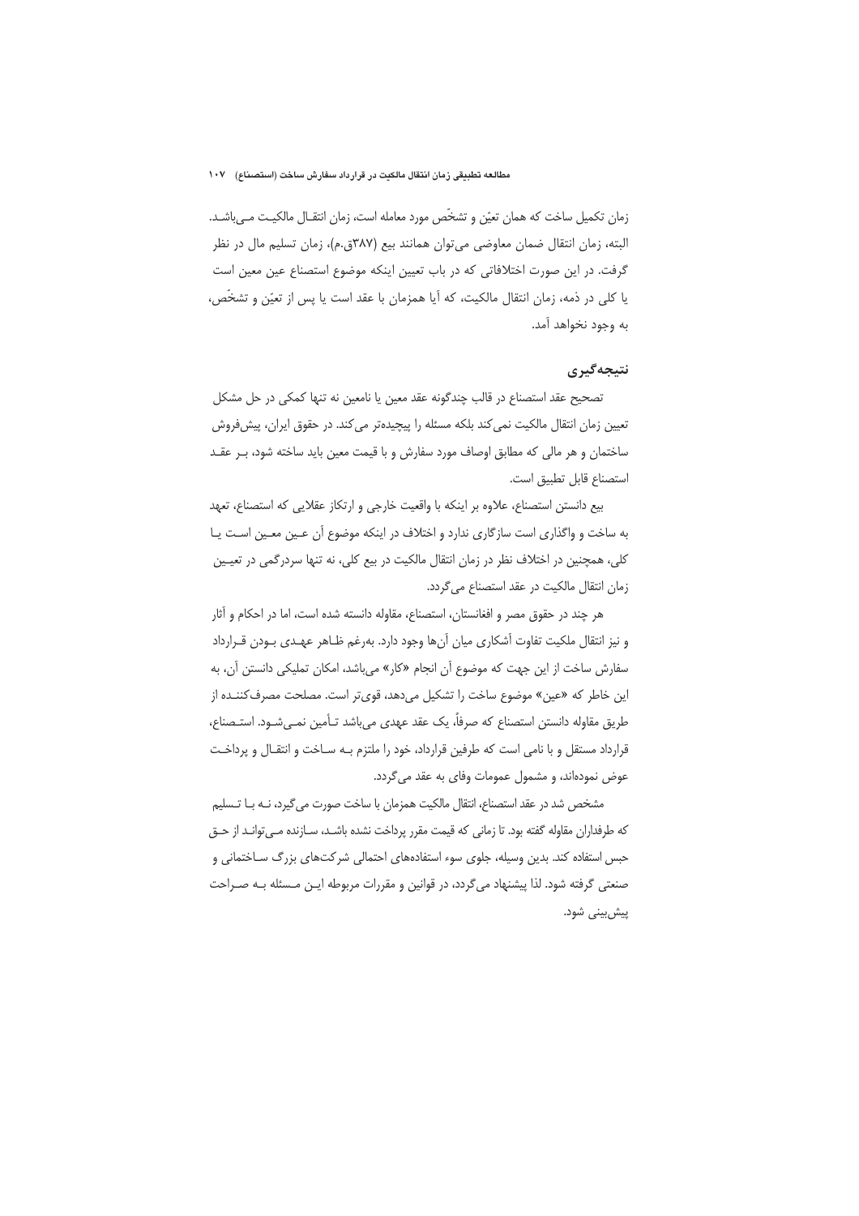زمان تکمیل ساخت که همان تعیّن و تشخّص مورد معامله است، زمان انتقال مالکیت می‌باشد. البته، زمان انتقال ضمان معاوضی می‌توان همانند بیع (۳۸۷ق.م)، زمان تسلیم مال در نظر گرفت. در این صورت اختلافاتی که در باب تعیین اینکه موضوع استصناع عین معین است یا کلی در ذمه، زمان انتقال مالکیت، که آیا همزمان با عقد است یا پس از تعیّن و تشخّص، به وجود نخواهد آمد.

## نتیجه‌گیری

تصحیح عقد استصناع در قالب چندگونه عقد معین یا نامعین نه تنها کمکی در حل مشکل تعیین زمان انتقال مالکیت نمی‌کند بلکه مسئله را پیچیده‌تر می‌کند. در حقوق ایران، پیش‌فروش ساختمان و هر مالی که مطابق اوصاف مورد سفارش و با قیمت معین باید ساخته شود، بر عقد استصناع قابل تطبیق است.

بیع دانستن استصناع، علاوه بر اینکه با واقعیت خارجی و ارتکاز عقلایی که استصناع، تعهد به ساخت و واگذاری است سازگاری ندارد و اختلاف در اینکه موضوع آن عین معین است یا کلی، همچنین در اختلاف نظر در زمان انتقال مالکیت در بیع کلی، نه تنها سردرگمی در تعیین زمان انتقال مالکیت در عقد استصناع می‌گردد.

هر چند در حقوق مصر و افغانستان، استصناع، مقاوله دانسته شده است، اما در احکام و آثار و نیز انتقال ملکیت تفاوت آشکاری میان آن‌ها وجود دارد. به‌رغم ظاهر عهدی بودن قرارداد سفارش ساخت از این جهت که موضوع آن انجام «کار» می‌باشد، امکان تملیکی دانستن آن، به این خاطر که «عین» موضوع ساخت را تشکیل می‌دهد، قوی‌تر است. مصلحت مصرف‌کننده از طریق مقاوله دانستن استصناع که صرفاً، یک عقد عهدی می‌باشد تأمین نمی‌شود. استصناع، قرارداد مستقل و با نامی است که طرفین قرارداد، خود را ملتزم به ساخت و انتقال و پرداخت عوض نموده‌اند، و مشمول عمومات وفای به عقد می‌گردد.

مشخص شد در عقد استصناع، انتقال مالکیت همزمان با ساخت صورت می‌گیرد، نه با تسلیم که طرفداران مقاوله گفته بود. تا زمانی که قیمت مقرر پرداخت نشده باشد، سازنده می‌تواند از حق حبس استفاده کند. بدین وسیله، جلوی سوء استفاده‌های احتمالی شرکت‌های بزرگ ساختمانی و صنعتی گرفته شود. لذا پیشنهاد می‌گردد، در قوانین و مقررات مربوطه این مسئله به صراحت پیش‌بینی شود.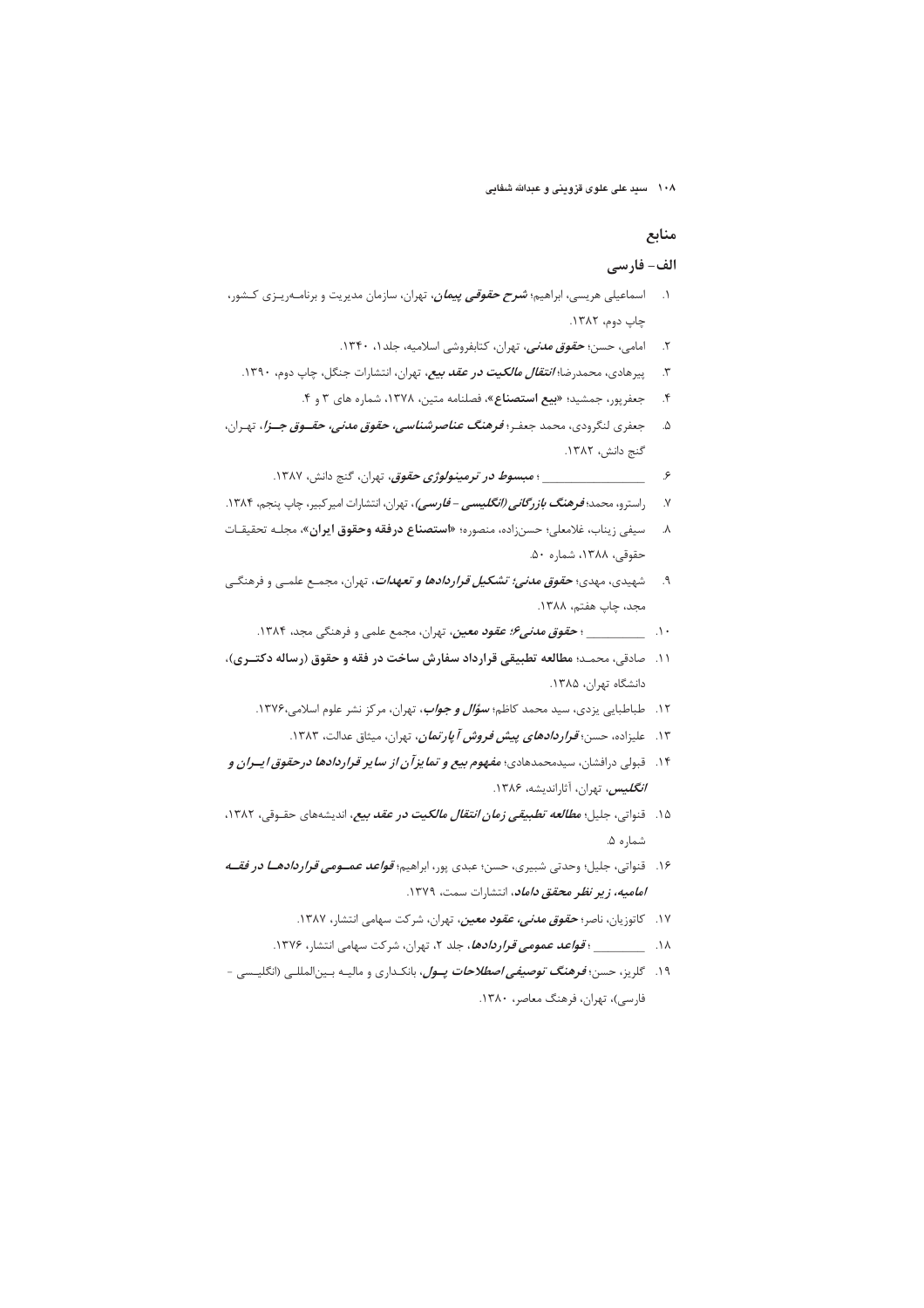## منابع

### الف- فارسی

۱. اسماعیلی هریسی، ابراهیم؛ ***شرح حقوقی پیمان***، تهران، سازمان مدیریت و برنامه‌ریزی کشور، چاپ دوم، ۱۳۸۲.

۲. امامی، حسن؛ ***حقوق مدنی***، تهران، کتابفروشی اسلامیه، جلد۱، ۱۳۴۰.

۳. پیرهادی، محمدرضا؛ ***انتقال مالکیت در عقد بیع***، تهران، انتشارات جنگل، چاپ دوم، ۱۳۹۰.

۴. جعفرپور، جمشید؛ «**بیع استصناع**»، فصلنامه متین، ۱۳۷۸، شماره های ۳ و ۴.

۵. جعفری لنگرودی، محمد جعفر؛ ***فرهنگ عناصرشناسی، حقوق مدنی، حقوق جزا***، تهران، گنج دانش، ۱۳۸۲.

۶. ________________ ؛ ***مبسوط در ترمینولوژی حقوق***، تهران، گنج دانش، ۱۳۸۷.

۷. راسترو، محمد؛ ***فرهنگ بازرگانی (انگلیسی – فارسی)***، تهران، انتشارات امیرکبیر، چاپ پنجم، ۱۳۸۴.

۸. سیفی زیناب، غلامعلی؛ حسن‌زاده، منصوره؛ «**استصناع درفقه وحقوق ایران**»، مجله تحقیقات حقوقی، ۱۳۸۸، شماره ۵۰.

۹. شهیدی، مهدی؛ ***حقوق مدنی؛ تشکیل قراردادها و تعهدات***، تهران، مجمع علمی و فرهنگی مجد، چاپ هفتم، ۱۳۸۸.

۱۰. __________ ؛ ***حقوق مدنی۶؛ عقود معین***، تهران، مجمع علمی و فرهنگی مجد، ۱۳۸۴.

۱۱. صادقی، محمد؛ **مطالعه تطبیقی قرارداد سفارش ساخت در فقه و حقوق (رساله دکتری)**، دانشگاه تهران، ۱۳۸۵.

۱۲. طباطبایی یزدی، سید محمد کاظم؛ ***سؤال و جواب***، تهران، مرکز نشر علوم اسلامی،۱۳۷۶.

۱۳. علیزاده، حسن؛ ***قراردادهای پیش فروش آپارتمان***، تهران، میثاق عدالت، ۱۳۸۳.

۱۴. قبولی درافشان، سیدمحمدهادی؛ ***مفهوم بیع و تمایزآن از سایر قراردادها درحقوق ایران و انگلیس***، تهران، آثاراندیشه، ۱۳۸۶.

۱۵. قنواتی، جلیل؛ ***مطالعه تطبیقی زمان انتقال مالکیت در عقد بیع***، اندیشه‌های حقوقی، ۱۳۸۲، شماره ۵.

۱۶. قنواتی، جلیل؛ وحدتی شبیری، حسن؛ عبدی پور، ابراهیم؛ ***قواعد عمومی قراردادها در فقه امامیه، زیر نظر محقق داماد***، انتشارات سمت، ۱۳۷۹.

۱۷. کاتوزیان، ناصر؛ ***حقوق مدنی، عقود معین***، تهران، شرکت سهامی انتشار، ۱۳۸۷.

۱۸. ________ ؛ ***قواعد عمومی قراردادها***، جلد ۲، تهران، شرکت سهامی انتشار، ۱۳۷۶.

۱۹. گلریز، حسن؛ ***فرهنگ توصیفی اصطلاحات پول***، بانکداری و مالیه بین‌المللی (انگلیسی - فارسی)، تهران، فرهنگ معاصر، ۱۳۸۰.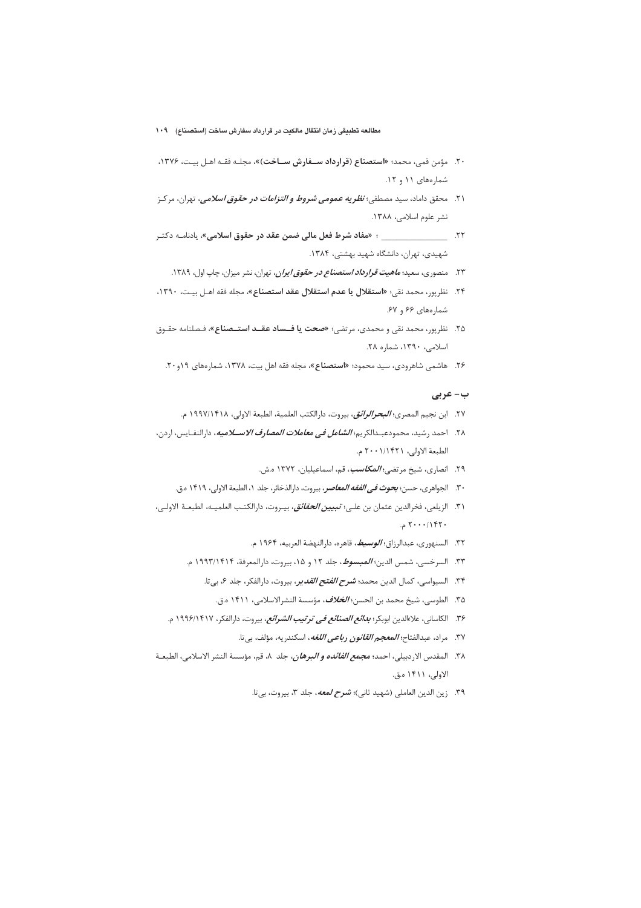۲۰. مؤمن قمی، محمد؛ «**استصناع (قرارداد سفارش ساخت)**»، مجله فقه اهل بیت، ۱۳۷۶، شماره‌های ۱۱ و ۱۲.

۲۱. محقق داماد، سید مصطفی؛ ***نظریه عمومی شروط و التزامات در حقوق اسلامی***، تهران، مرکز نشر علوم اسلامی، ۱۳۸۸.

۲۲. ______________ ؛ «**مفاد شرط فعل مالی ضمن عقد در حقوق اسلامی**»، یادنامه دکتر شهیدی، تهران، دانشگاه شهید بهشتی، ۱۳۸۴.

۲۳. منصوری، سعید؛ ***ماهیت قرارداد استصناع در حقوق ایران***، تهران، نشر میزان، چاپ اول، ۱۳۸۹.

۲۴. نظرپور، محمد نقی؛ «**استقلال یا عدم استقلال عقد استصناع**»، مجله فقه اهل بیت، ۱۳۹۰، شماره‌های ۶۶ و ۶۷.

۲۵. نظرپور، محمد نقی و محمدی، مرتضی؛ «**صحت یا فساد عقد استصناع**»، فصلنامه حقوق اسلامی، ۱۳۹۰، شماره ۲۸.

۲۶. هاشمی شاهرودی، سید محمود؛ «**استصناع**»، مجله فقه اهل بیت، ۱۳۷۸، شماره‌های ۱۹و۲۰.

## ب- عربی

۲۷. ابن نجیم المصری؛ ***البحرالرائق***، بیروت، دارالکتب العلمیة، الطبعة الاولی، ۱۹۹۷/۱۴۱۸ م.

۲۸. احمد رشید، محمودعبدالکریم؛ ***الشامل فی معاملات المصارف الاسلامیه***، دارالنفایس، اردن، الطبعة الاولی، ۲۰۰۱/۱۴۲۱ م.

۲۹. انصاری، شیخ مرتضی؛ ***المکاسب***، قم، اسماعیلیان، ۱۳۷۲ ه.ش.

۳۰. الجواهری، حسن؛ ***بحوث فی الفقه المعاصر***، بیروت، دارالذخائر، جلد ۱، الطبعة الاولی، ۱۴۱۹ ه.ق.

۳۱. الزیلعی، فخرالدین عثمان بن علی؛ ***تبیین الحقائق***، بیروت، دارالکتب العلمیه، الطبعة الاولی، ۲۰۰۰/۱۴۲۰ م.

۳۲. السنهوری، عبدالرزاق؛ ***الوسیط***، قاهره، دارالنهضة العربیه، ۱۹۶۴ م.

۳۳. السرخسی، شمس الدین؛ ***المبسوط***، جلد ۱۲ و ۱۵، بیروت، دارالمعرفة، ۱۹۹۳/۱۴۱۴ م.

۳۴. السیواسی، کمال الدین محمد؛ ***شرح الفتح القدیر***، بیروت، دارالفکر، جلد ۶، بی‌تا.

۳۵. الطوسی، شیخ محمد بن الحسن؛ ***الخلاف***، مؤسسة النشرالاسلامی، ۱۴۱۱ ه.ق.

۳۶. الکاسانی، علاءالدین ابوبکر؛ ***بدائع الصنائع فی ترتیب الشرائع***، بیروت، دارالفکر، ۱۹۹۶/۱۴۱۷ م.

۳۷. مراد، عبدالفتاح؛ ***المعجم القانون رباعی اللغه***، اسکندریه، مؤلف، بی‌تا.

۳۸. المقدس الاردبیلی، احمد؛ ***مجمع الفائده و البرهان***، جلد ۸، قم، مؤسسة النشر الاسلامی، الطبعة الاولی، ۱۴۱۱ ه.ق.

۳۹. زین الدین العاملی (شهید ثانی)؛ ***شرح لمعه***، جلد ۳، بیروت، بی‌تا.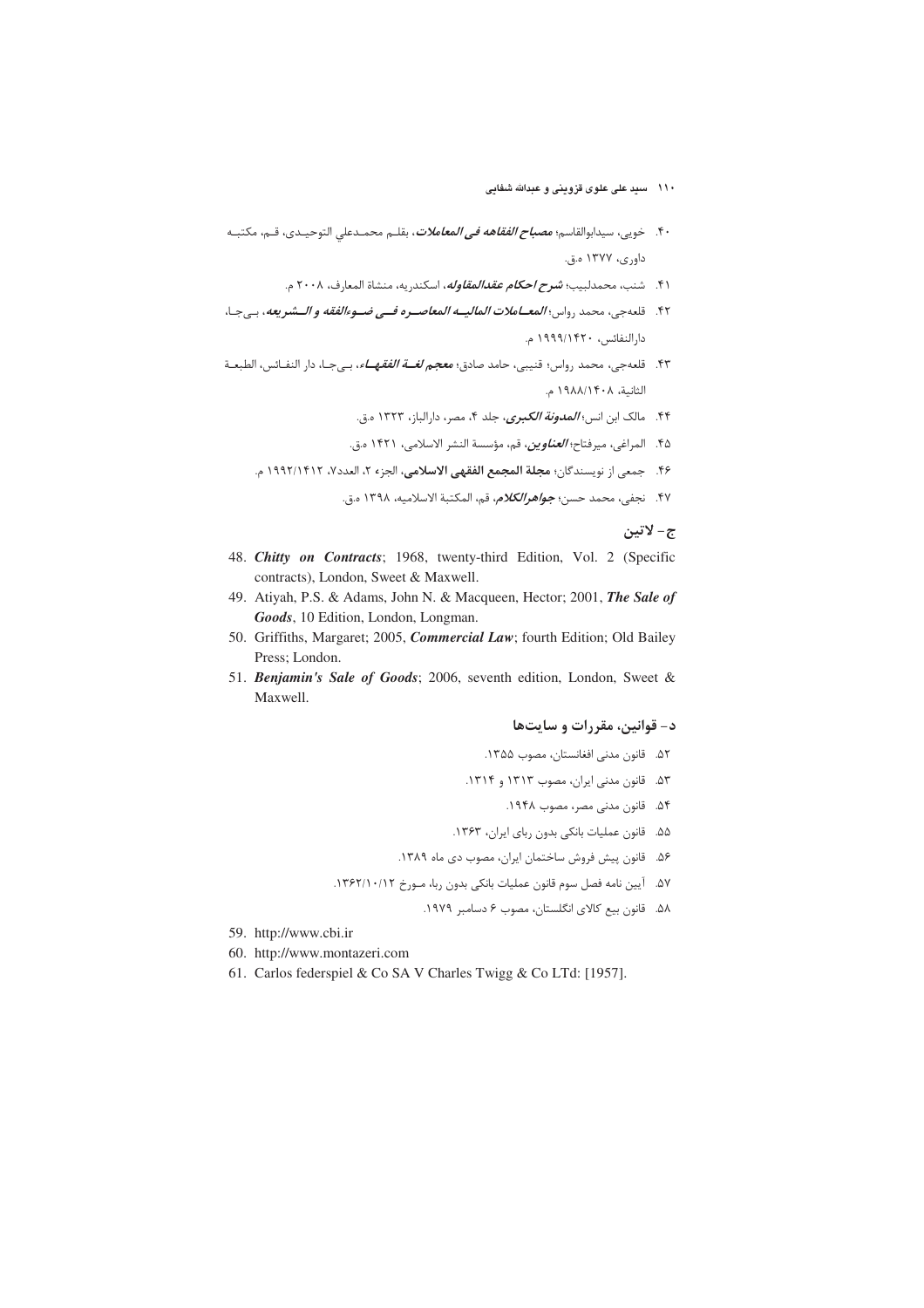۴۰. خویی، سیدابوالقاسم؛ ***مصباح الفقاهه فی المعاملات***، بقلم محمدعلي التوحیدی، قم، مکتبه داوری، ۱۳۷۷ ه.ق.

۴۱. شنب، محمدلبیب؛ ***شرح احکام عقدالمقاوله***، اسکندریه، منشاة المعارف، ۲۰۰۸ م.

۴۲. قلعه‌جي، محمد رواس؛ ***المعاملات المالیه المعاصره فی ضوءالفقه و الشریعه***، بی‌جا، دارالنفائس، ۱۹۹۹/۱۴۲۰ م.

۴۳. قلعه‌جي، محمد رواس؛ قنیبی، حامد صادق؛ ***معجم لغة الفقهاء***، بی‌جا، دار النفائس، الطبعة الثانیة، ۱۹۸۸/۱۴۰۸ م.

۴۴. مالک ابن انس؛ ***المدونة الکبری***، جلد ۴، مصر، دارالباز، ۱۳۲۳ ه.ق.

۴۵. المراغی، میرفتاح؛ ***العناوین***، قم، مؤسسة النشر الاسلامی، ۱۴۲۱ ه.ق.

۴۶. جمعی از نویسندگان؛ **مجلة المجمع الفقهی الاسلامی**، الجزء ۲، العدد۷، ۱۹۹۲/۱۴۱۲ م.

۴۷. نجفی، محمد حسن؛ ***جواهرالکلام***، قم، المکتبة الاسلامیه، ۱۳۹۸ ه.ق.

### ج- لاتین

48. ***Chitty on Contracts***; 1968, twenty-third Edition, Vol. 2 (Specific contracts), London, Sweet & Maxwell.
49. Atiyah, P.S. & Adams, John N. & Macqueen, Hector; 2001, ***The Sale of Goods***, 10 Edition, London, Longman.
50. Griffiths, Margaret; 2005, ***Commercial Law***; fourth Edition; Old Bailey Press; London.
51. ***Benjamin's Sale of Goods***; 2006, seventh edition, London, Sweet & Maxwell.

### د- قوانین، مقررات و سایت‌ها

۵۲. قانون مدنی افغانستان، مصوب ۱۳۵۵.

۵۳. قانون مدنی ایران، مصوب ۱۳۱۳ و ۱۳۱۴.

۵۴. قانون مدنی مصر، مصوب ۱۹۴۸.

۵۵. قانون عملیات بانکی بدون ربای ایران، ۱۳۶۳.

۵۶. قانون پیش فروش ساختمان ایران، مصوب دی ماه ۱۳۸۹.

۵۷. آیین نامه فصل سوم قانون عملیات بانکی بدون ربا، مورخ ۱۳۶۲/۱۰/۱۲.

۵۸. قانون بیع کالای انگلستان، مصوب ۶ دسامبر ۱۹۷۹.

59. http://www.cbi.ir
60. http://www.montazeri.com
61. Carlos federspiel & Co SA V Charles Twigg & Co LTd: [1957].